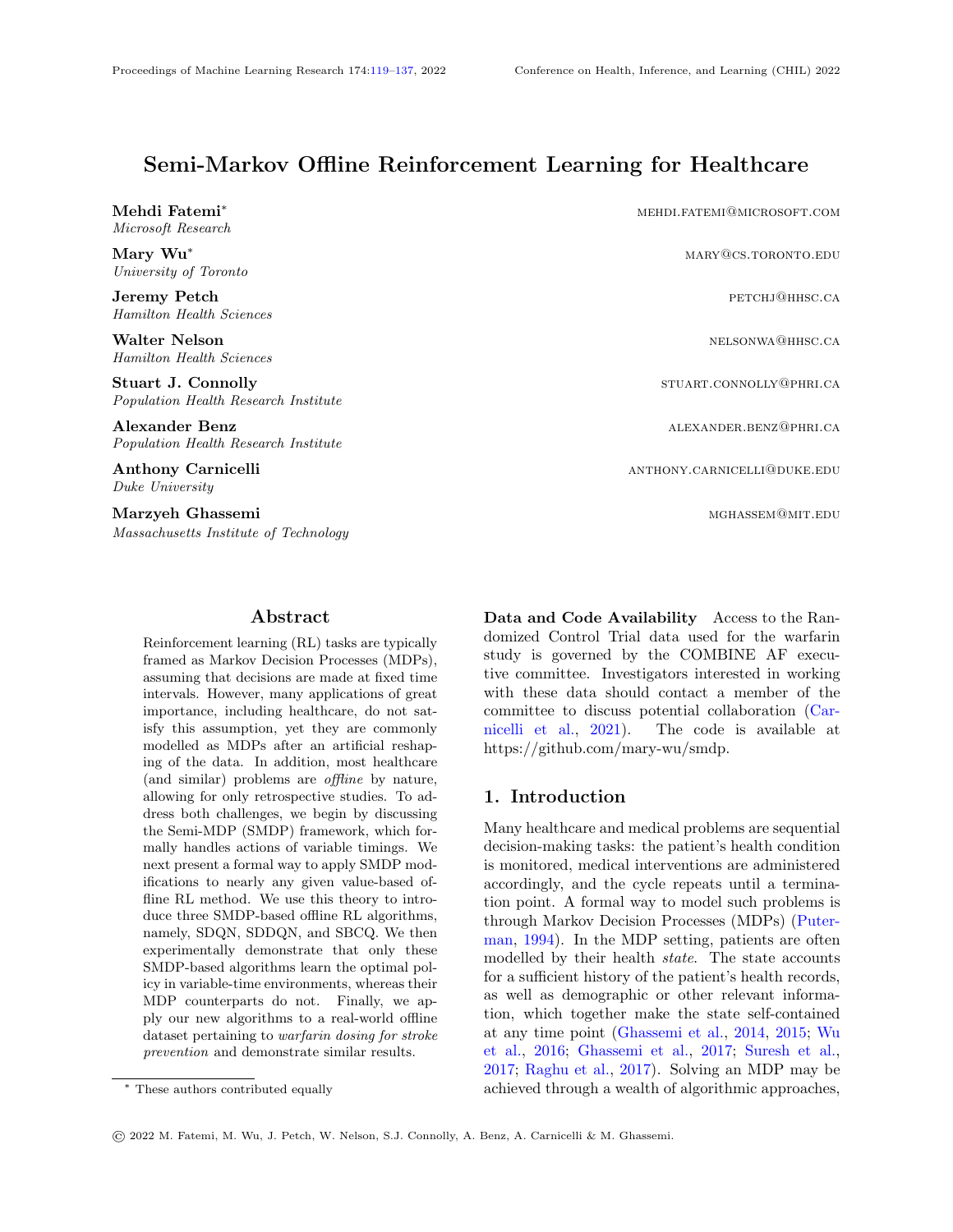# Semi-Markov Offline Reinforcement Learning for Healthcare

**Mehdi Fatemi*** MEHDI.FATEMI@MICROSOFT.COM
*Microsoft Research*

**Mary Wu*** MARY@CS.TORONTO.EDU
*University of Toronto*

**Jeremy Petch** PETCHJ@HHSC.CA
*Hamilton Health Sciences*

**Walter Nelson** NELSONWA@HHSC.CA
*Hamilton Health Sciences*

**Stuart J. Connolly** STUART.CONNOLLY@PHRI.CA
*Population Health Research Institute*

**Alexander Benz** ALEXANDER.BENZ@PHRI.CA
*Population Health Research Institute*

**Anthony Carnicelli** ANTHONY.CARNICELLI@DUKE.EDU
*Duke University*

**Marzyeh Ghassemi** MGHASSEM@MIT.EDU
*Massachusetts Institute of Technology*

## Abstract

Reinforcement learning (RL) tasks are typically framed as Markov Decision Processes (MDPs), assuming that decisions are made at fixed time intervals. However, many applications of great importance, including healthcare, do not satisfy this assumption, yet they are commonly modelled as MDPs after an artificial reshaping of the data. In addition, most healthcare (and similar) problems are *offline* by nature, allowing for only retrospective studies. To address both challenges, we begin by discussing the Semi-MDP (SMDP) framework, which formally handles actions of variable timings. We next present a formal way to apply SMDP modifications to nearly any given value-based offline RL method. We use this theory to introduce three SMDP-based offline RL algorithms, namely, SDQN, SDDQN, and SBCQ. We then experimentally demonstrate that only these SMDP-based algorithms learn the optimal policy in variable-time environments, whereas their MDP counterparts do not. Finally, we apply our new algorithms to a real-world offline dataset pertaining to *warfarin dosing for stroke prevention* and demonstrate similar results.

* These authors contributed equally

**Data and Code Availability** Access to the Randomized Control Trial data used for the warfarin study is governed by the COMBINE AF executive committee. Investigators interested in working with these data should contact a member of the committee to discuss potential collaboration (Carnicelli et al., 2021). The code is available at https://github.com/mary-wu/smdp.

## 1. Introduction

Many healthcare and medical problems are sequential decision-making tasks: the patient's health condition is monitored, medical interventions are administered accordingly, and the cycle repeats until a termination point. A formal way to model such problems is through Markov Decision Processes (MDPs) (Puterman, 1994). In the MDP setting, patients are often modelled by their health *state*. The state accounts for a sufficient history of the patient's health records, as well as demographic or other relevant information, which together make the state self-contained at any time point (Ghassemi et al., 2014, 2015; Wu et al., 2016; Ghassemi et al., 2017; Suresh et al., 2017; Raghu et al., 2017). Solving an MDP may be achieved through a wealth of algorithmic approaches,

© 2022 M. Fatemi, M. Wu, J. Petch, W. Nelson, S.J. Connolly, A. Benz, A. Carnicelli & M. Ghassemi.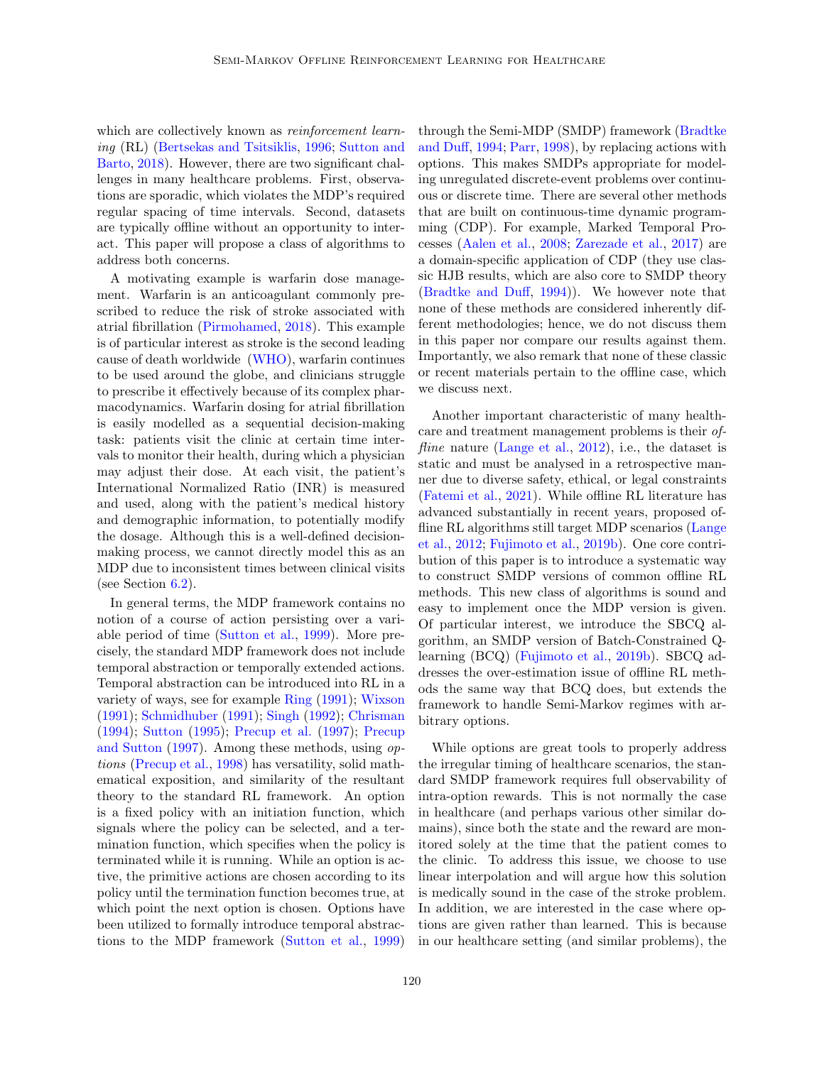which are collectively known as *reinforcement learning* (RL) (Bertsekas and Tsitsiklis, 1996; Sutton and Barto, 2018). However, there are two significant challenges in many healthcare problems. First, observations are sporadic, which violates the MDP's required regular spacing of time intervals. Second, datasets are typically offline without an opportunity to interact. This paper will propose a class of algorithms to address both concerns.

A motivating example is warfarin dose management. Warfarin is an anticoagulant commonly prescribed to reduce the risk of stroke associated with atrial fibrillation (Pirmohamed, 2018). This example is of particular interest as stroke is the second leading cause of death worldwide (WHO), warfarin continues to be used around the globe, and clinicians struggle to prescribe it effectively because of its complex pharmacodynamics. Warfarin dosing for atrial fibrillation is easily modelled as a sequential decision-making task: patients visit the clinic at certain time intervals to monitor their health, during which a physician may adjust their dose. At each visit, the patient's International Normalized Ratio (INR) is measured and used, along with the patient's medical history and demographic information, to potentially modify the dosage. Although this is a well-defined decision-making process, we cannot directly model this as an MDP due to inconsistent times between clinical visits (see Section 6.2).

In general terms, the MDP framework contains no notion of a course of action persisting over a variable period of time (Sutton et al., 1999). More precisely, the standard MDP framework does not include temporal abstraction or temporally extended actions. Temporal abstraction can be introduced into RL in a variety of ways, see for example Ring (1991); Wixson (1991); Schmidhuber (1991); Singh (1992); Chrisman (1994); Sutton (1995); Precup et al. (1997); Precup and Sutton (1997). Among these methods, using *options* (Precup et al., 1998) has versatility, solid mathematical exposition, and similarity of the resultant theory to the standard RL framework. An option is a fixed policy with an initiation function, which signals where the policy can be selected, and a termination function, which specifies when the policy is terminated while it is running. While an option is active, the primitive actions are chosen according to its policy until the termination function becomes true, at which point the next option is chosen. Options have been utilized to formally introduce temporal abstractions to the MDP framework (Sutton et al., 1999) through the Semi-MDP (SMDP) framework (Bradtke and Duff, 1994; Parr, 1998), by replacing actions with options. This makes SMDPs appropriate for modeling unregulated discrete-event problems over continuous or discrete time. There are several other methods that are built on continuous-time dynamic programming (CDP). For example, Marked Temporal Processes (Aalen et al., 2008; Zarezade et al., 2017) are a domain-specific application of CDP (they use classic HJB results, which are also core to SMDP theory (Bradtke and Duff, 1994)). We however note that none of these methods are considered inherently different methodologies; hence, we do not discuss them in this paper nor compare our results against them. Importantly, we also remark that none of these classic or recent materials pertain to the offline case, which we discuss next.

Another important characteristic of many healthcare and treatment management problems is their *offline* nature (Lange et al., 2012), i.e., the dataset is static and must be analysed in a retrospective manner due to diverse safety, ethical, or legal constraints (Fatemi et al., 2021). While offline RL literature has advanced substantially in recent years, proposed offline RL algorithms still target MDP scenarios (Lange et al., 2012; Fujimoto et al., 2019b). One core contribution of this paper is to introduce a systematic way to construct SMDP versions of common offline RL methods. This new class of algorithms is sound and easy to implement once the MDP version is given. Of particular interest, we introduce the SBCQ algorithm, an SMDP version of Batch-Constrained Q-learning (BCQ) (Fujimoto et al., 2019b). SBCQ addresses the over-estimation issue of offline RL methods the same way that BCQ does, but extends the framework to handle Semi-Markov regimes with arbitrary options.

While options are great tools to properly address the irregular timing of healthcare scenarios, the standard SMDP framework requires full observability of intra-option rewards. This is not normally the case in healthcare (and perhaps various other similar domains), since both the state and the reward are monitored solely at the time that the patient comes to the clinic. To address this issue, we choose to use linear interpolation and will argue how this solution is medically sound in the case of the stroke problem. In addition, we are interested in the case where options are given rather than learned. This is because in our healthcare setting (and similar problems), the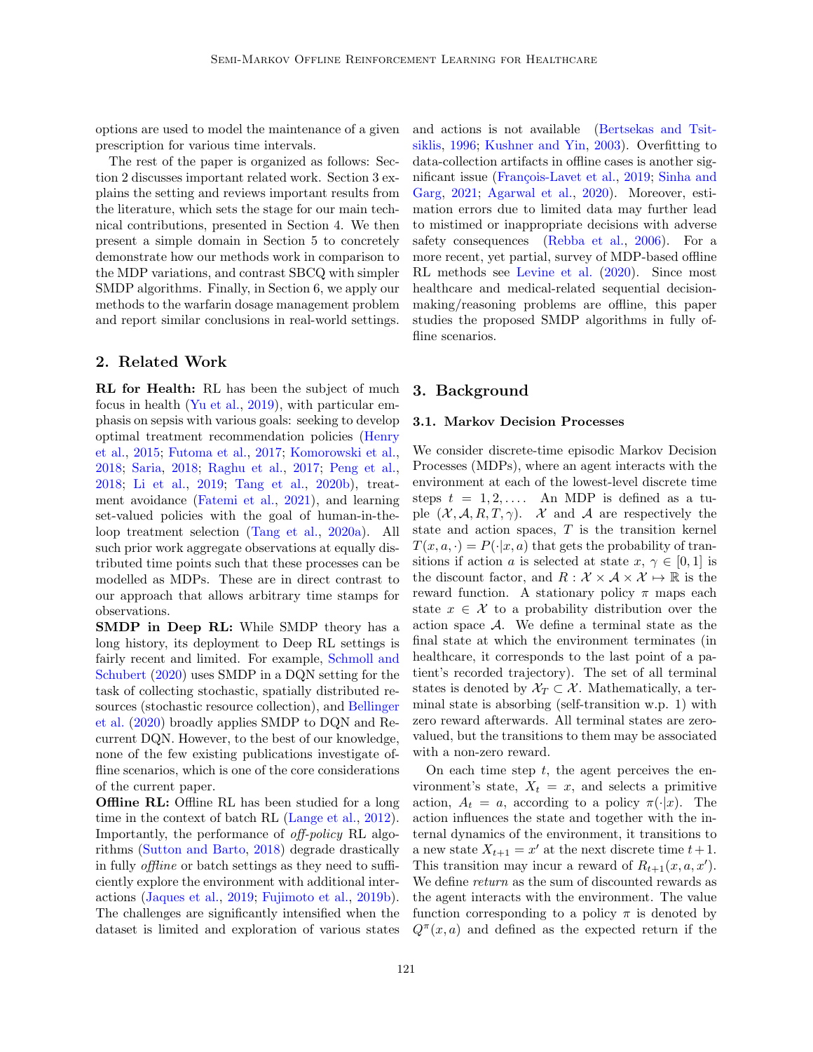options are used to model the maintenance of a given prescription for various time intervals.

The rest of the paper is organized as follows: Section 2 discusses important related work. Section 3 explains the setting and reviews important results from the literature, which sets the stage for our main technical contributions, presented in Section 4. We then present a simple domain in Section 5 to concretely demonstrate how our methods work in comparison to the MDP variations, and contrast SBCQ with simpler SMDP algorithms. Finally, in Section 6, we apply our methods to the warfarin dosage management problem and report similar conclusions in real-world settings.

## 2. Related Work

**RL for Health:** RL has been the subject of much focus in health (Yu et al., 2019), with particular emphasis on sepsis with various goals: seeking to develop optimal treatment recommendation policies (Henry et al., 2015; Futoma et al., 2017; Komorowski et al., 2018; Saria, 2018; Raghu et al., 2017; Peng et al., 2018; Li et al., 2019; Tang et al., 2020b), treatment avoidance (Fatemi et al., 2021), and learning set-valued policies with the goal of human-in-the-loop treatment selection (Tang et al., 2020a). All such prior work aggregate observations at equally distributed time points such that these processes can be modelled as MDPs. These are in direct contrast to our approach that allows arbitrary time stamps for observations.

**SMDP in Deep RL:** While SMDP theory has a long history, its deployment to Deep RL settings is fairly recent and limited. For example, Schmoll and Schubert (2020) uses SMDP in a DQN setting for the task of collecting stochastic, spatially distributed resources (stochastic resource collection), and Bellinger et al. (2020) broadly applies SMDP to DQN and Recurrent DQN. However, to the best of our knowledge, none of the few existing publications investigate offline scenarios, which is one of the core considerations of the current paper.

**Offline RL:** Offline RL has been studied for a long time in the context of batch RL (Lange et al., 2012). Importantly, the performance of *off-policy* RL algorithms (Sutton and Barto, 2018) degrade drastically in fully *offline* or batch settings as they need to sufficiently explore the environment with additional interactions (Jaques et al., 2019; Fujimoto et al., 2019b). The challenges are significantly intensified when the dataset is limited and exploration of various states and actions is not available (Bertsekas and Tsitsiklis, 1996; Kushner and Yin, 2003). Overfitting to data-collection artifacts in offline cases is another significant issue (François-Lavet et al., 2019; Sinha and Garg, 2021; Agarwal et al., 2020). Moreover, estimation errors due to limited data may further lead to mistimed or inappropriate decisions with adverse safety consequences (Rebba et al., 2006). For a more recent, yet partial, survey of MDP-based offline RL methods see Levine et al. (2020). Since most healthcare and medical-related sequential decision-making/reasoning problems are offline, this paper studies the proposed SMDP algorithms in fully offline scenarios.

## 3. Background

### 3.1. Markov Decision Processes

We consider discrete-time episodic Markov Decision Processes (MDPs), where an agent interacts with the environment at each of the lowest-level discrete time steps $t = 1, 2, \ldots$. An MDP is defined as a tuple $(\mathcal{X}, \mathcal{A}, R, T, \gamma)$. $\mathcal{X}$ and $\mathcal{A}$ are respectively the state and action spaces, $T$ is the transition kernel $T(x, a, \cdot) = P(\cdot|x, a)$ that gets the probability of transitions if action $a$ is selected at state $x$, $\gamma \in [0, 1]$ is the discount factor, and $R : \mathcal{X} \times \mathcal{A} \times \mathcal{X} \mapsto \mathbb{R}$ is the reward function. A stationary policy $\pi$ maps each state $x \in \mathcal{X}$ to a probability distribution over the action space $\mathcal{A}$. We define a terminal state as the final state at which the environment terminates (in healthcare, it corresponds to the last point of a patient's recorded trajectory). The set of all terminal states is denoted by $\mathcal{X}_T \subset \mathcal{X}$. Mathematically, a terminal state is absorbing (self-transition w.p. 1) with zero reward afterwards. All terminal states are zero-valued, but the transitions to them may be associated with a non-zero reward.

On each time step $t$, the agent perceives the environment's state, $X_t = x$, and selects a primitive action, $A_t = a$, according to a policy $\pi(\cdot|x)$. The action influences the state and together with the internal dynamics of the environment, it transitions to a new state $X_{t+1} = x'$ at the next discrete time $t+1$. This transition may incur a reward of $R_{t+1}(x, a, x')$. We define *return* as the sum of discounted rewards as the agent interacts with the environment. The value function corresponding to a policy $\pi$ is denoted by $Q^\pi(x, a)$ and defined as the expected return if the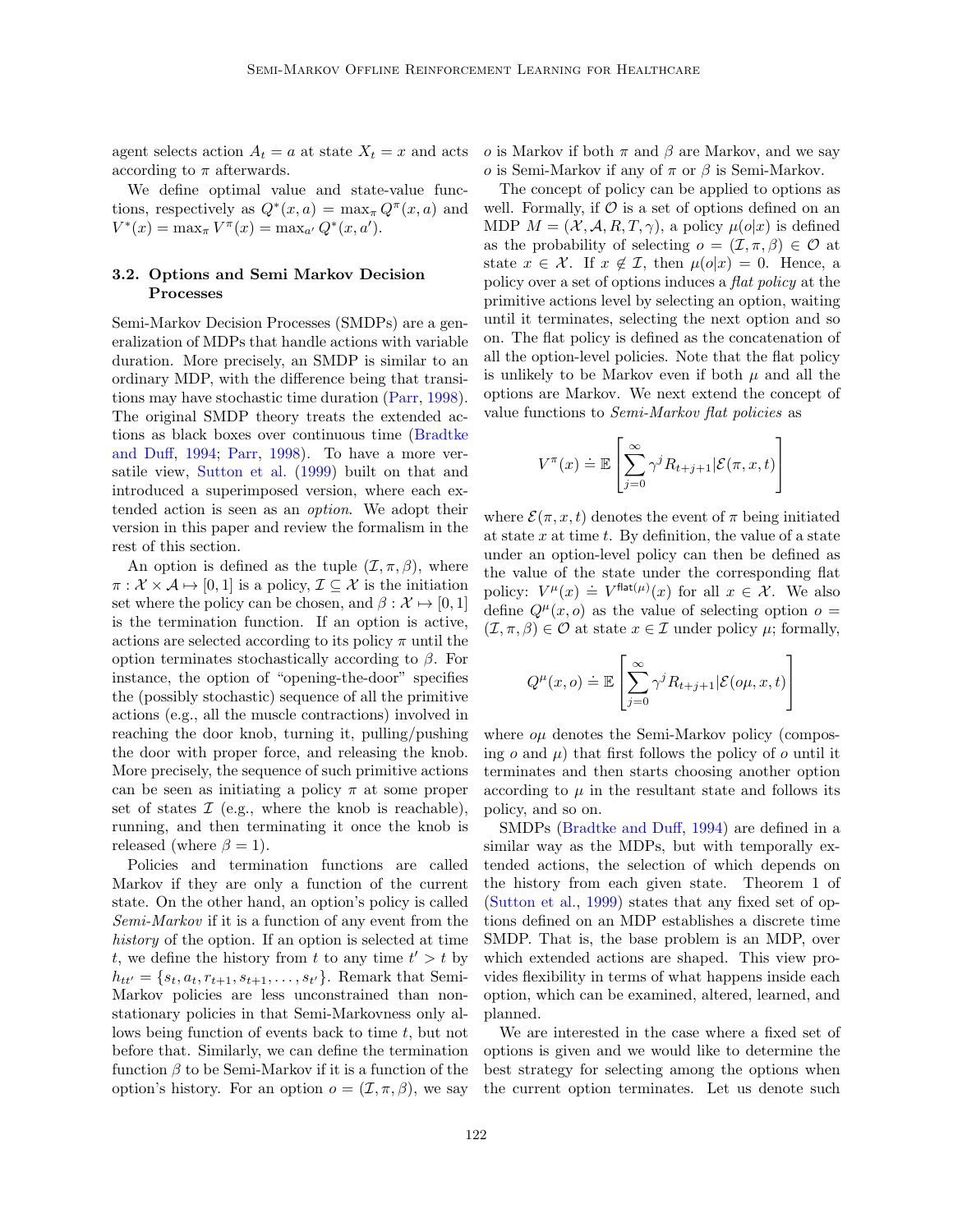agent selects action $A_t = a$ at state $X_t = x$ and acts according to $\pi$ afterwards.

We define optimal value and state-value functions, respectively as $Q^*(x, a) = \max_\pi Q^\pi(x, a)$ and $V^*(x) = \max_\pi V^\pi(x) = \max_{a'} Q^*(x, a')$.

### 3.2. Options and Semi Markov Decision Processes

Semi-Markov Decision Processes (SMDPs) are a generalization of MDPs that handle actions with variable duration. More precisely, an SMDP is similar to an ordinary MDP, with the difference being that transitions may have stochastic time duration (Parr, 1998). The original SMDP theory treats the extended actions as black boxes over continuous time (Bradtke and Duff, 1994; Parr, 1998). To have a more versatile view, Sutton et al. (1999) built on that and introduced a superimposed version, where each extended action is seen as an *option*. We adopt their version in this paper and review the formalism in the rest of this section.

An option is defined as the tuple $(\mathcal{I}, \pi, \beta)$, where $\pi : \mathcal{X} \times \mathcal{A} \mapsto [0, 1]$ is a policy, $\mathcal{I} \subseteq \mathcal{X}$ is the initiation set where the policy can be chosen, and $\beta : \mathcal{X} \mapsto [0, 1]$ is the termination function. If an option is active, actions are selected according to its policy $\pi$ until the option terminates stochastically according to $\beta$. For instance, the option of "opening-the-door" specifies the (possibly stochastic) sequence of all the primitive actions (e.g., all the muscle contractions) involved in reaching the door knob, turning it, pulling/pushing the door with proper force, and releasing the knob. More precisely, the sequence of such primitive actions can be seen as initiating a policy $\pi$ at some proper set of states $\mathcal{I}$ (e.g., where the knob is reachable), running, and then terminating it once the knob is released (where $\beta = 1$).

Policies and termination functions are called Markov if they are only a function of the current state. On the other hand, an option's policy is called *Semi-Markov* if it is a function of any event from the *history* of the option. If an option is selected at time $t$, we define the history from $t$ to any time $t' > t$ by $h_{tt'} = \{s_t, a_t, r_{t+1}, s_{t+1}, \ldots, s_{t'}\}$. Remark that Semi-Markov policies are less unconstrained than non-stationary policies in that Semi-Markovness only allows being function of events back to time $t$, but not before that. Similarly, we can define the termination function $\beta$ to be Semi-Markov if it is a function of the option's history. For an option $o = (\mathcal{I}, \pi, \beta)$, we say $o$ is Markov if both $\pi$ and $\beta$ are Markov, and we say $o$ is Semi-Markov if any of $\pi$ or $\beta$ is Semi-Markov.

The concept of policy can be applied to options as well. Formally, if $\mathcal{O}$ is a set of options defined on an MDP $M = (\mathcal{X}, \mathcal{A}, R, T, \gamma)$, a policy $\mu(o|x)$ is defined as the probability of selecting $o = (\mathcal{I}, \pi, \beta) \in \mathcal{O}$ at state $x \in \mathcal{X}$. If $x \notin \mathcal{I}$, then $\mu(o|x) = 0$. Hence, a policy over a set of options induces a *flat policy* at the primitive actions level by selecting an option, waiting until it terminates, selecting the next option and so on. The flat policy is defined as the concatenation of all the option-level policies. Note that the flat policy is unlikely to be Markov even if both $\mu$ and all the options are Markov. We next extend the concept of value functions to *Semi-Markov flat policies* as

$$V^\pi(x) \doteq \mathbb{E}\left[\sum_{j=0}^{\infty} \gamma^j R_{t+j+1} | \mathcal{E}(\pi, x, t)\right]$$

where $\mathcal{E}(\pi, x, t)$ denotes the event of $\pi$ being initiated at state $x$ at time $t$. By definition, the value of a state under an option-level policy can then be defined as the value of the state under the corresponding flat policy: $V^\mu(x) \doteq V^{\mathsf{flat}(\mu)}(x)$ for all $x \in \mathcal{X}$. We also define $Q^\mu(x, o)$ as the value of selecting option $o = (\mathcal{I}, \pi, \beta) \in \mathcal{O}$ at state $x \in \mathcal{I}$ under policy $\mu$; formally,

$$Q^\mu(x, o) \doteq \mathbb{E}\left[\sum_{j=0}^{\infty} \gamma^j R_{t+j+1} | \mathcal{E}(o\mu, x, t)\right]$$

where $o\mu$ denotes the Semi-Markov policy (composing $o$ and $\mu$) that first follows the policy of $o$ until it terminates and then starts choosing another option according to $\mu$ in the resultant state and follows its policy, and so on.

SMDPs (Bradtke and Duff, 1994) are defined in a similar way as the MDPs, but with temporally extended actions, the selection of which depends on the history from each given state. Theorem 1 of (Sutton et al., 1999) states that any fixed set of options defined on an MDP establishes a discrete time SMDP. That is, the base problem is an MDP, over which extended actions are shaped. This view provides flexibility in terms of what happens inside each option, which can be examined, altered, learned, and planned.

We are interested in the case where a fixed set of options is given and we would like to determine the best strategy for selecting among the options when the current option terminates. Let us denote such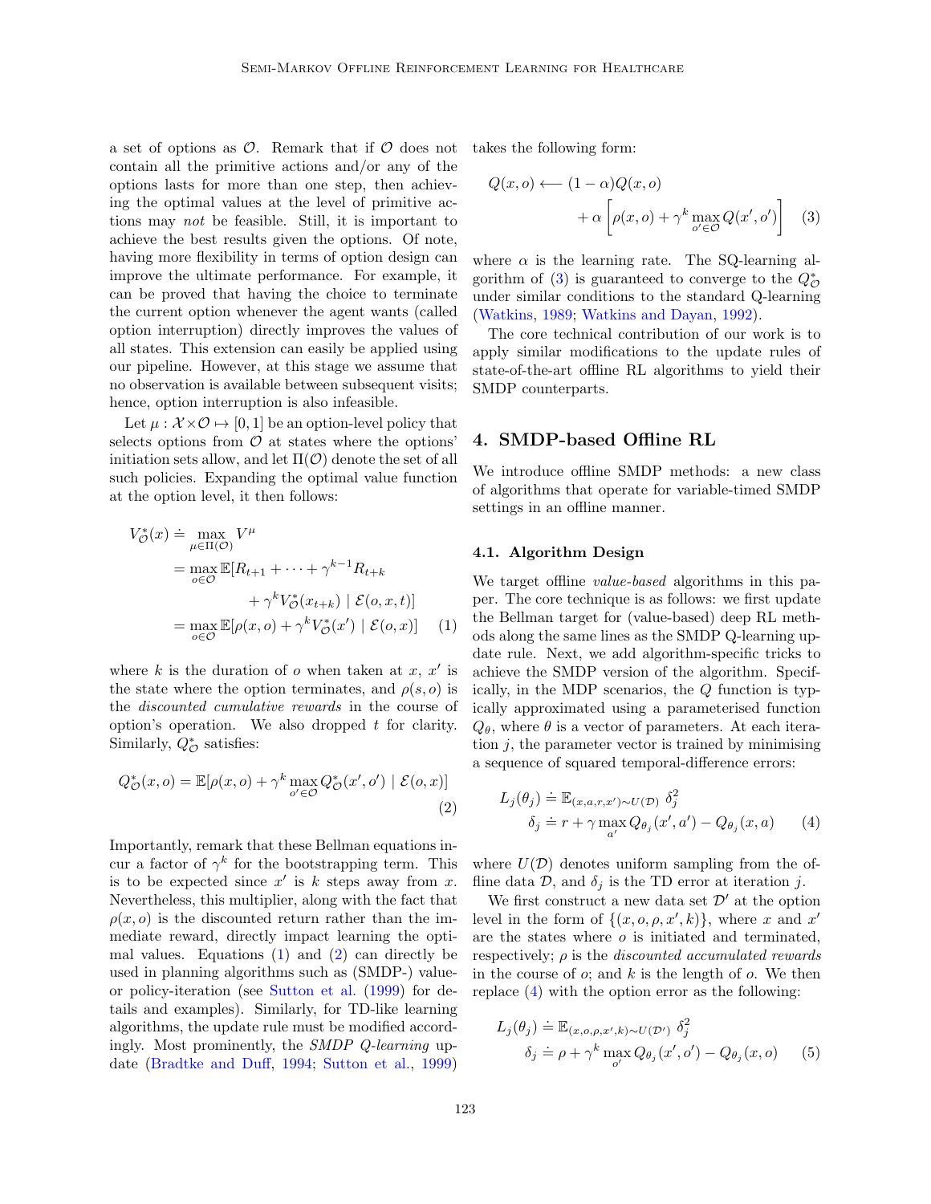a set of options as $\mathcal{O}$. Remark that if $\mathcal{O}$ does not contain all the primitive actions and/or any of the options lasts for more than one step, then achieving the optimal values at the level of primitive actions may *not* be feasible. Still, it is important to achieve the best results given the options. Of note, having more flexibility in terms of option design can improve the ultimate performance. For example, it can be proved that having the choice to terminate the current option whenever the agent wants (called option interruption) directly improves the values of all states. This extension can easily be applied using our pipeline. However, at this stage we assume that no observation is available between subsequent visits; hence, option interruption is also infeasible.

Let $\mu : \mathcal{X} \times \mathcal{O} \mapsto [0, 1]$ be an option-level policy that selects options from $\mathcal{O}$ at states where the options' initiation sets allow, and let $\Pi(\mathcal{O})$ denote the set of all such policies. Expanding the optimal value function at the option level, it then follows:

$$
\begin{aligned}
V^*_{\mathcal{O}}(x) &\doteq \max_{\mu \in \Pi(\mathcal{O})} V^{\mu} \\
&= \max_{o \in \mathcal{O}} \mathbb{E}[R_{t+1} + \cdots + \gamma^{k-1} R_{t+k} \\
&\qquad + \gamma^k V^*_{\mathcal{O}}(x_{t+k}) \mid \mathcal{E}(o, x, t)] \\
&= \max_{o \in \mathcal{O}} \mathbb{E}[\rho(x, o) + \gamma^k V^*_{\mathcal{O}}(x') \mid \mathcal{E}(o, x)] \qquad (1)
\end{aligned}
$$

where $k$ is the duration of $o$ when taken at $x$, $x'$ is the state where the option terminates, and $\rho(s, o)$ is the *discounted cumulative rewards* in the course of option's operation. We also dropped $t$ for clarity. Similarly, $Q^*_{\mathcal{O}}$ satisfies:

$$
Q^*_{\mathcal{O}}(x, o) = \mathbb{E}[\rho(x, o) + \gamma^k \max_{o' \in \mathcal{O}} Q^*_{\mathcal{O}}(x', o') \mid \mathcal{E}(o, x)] \qquad (2)
$$

Importantly, remark that these Bellman equations incur a factor of $\gamma^k$ for the bootstrapping term. This is to be expected since $x'$ is $k$ steps away from $x$. Nevertheless, this multiplier, along with the fact that $\rho(x, o)$ is the discounted return rather than the immediate reward, directly impact learning the optimal values. Equations (1) and (2) can directly be used in planning algorithms such as (SMDP-) value- or policy-iteration (see Sutton et al. (1999) for details and examples). Similarly, for TD-like learning algorithms, the update rule must be modified accordingly. Most prominently, the *SMDP Q-learning* update (Bradtke and Duff, 1994; Sutton et al., 1999) takes the following form:

$$
\begin{aligned}
Q(x, o) \longleftarrow\ & (1 - \alpha) Q(x, o) \\
& + \alpha \left[ \rho(x, o) + \gamma^k \max_{o' \in \mathcal{O}} Q(x', o') \right] \qquad (3)
\end{aligned}
$$

where $\alpha$ is the learning rate. The SQ-learning algorithm of (3) is guaranteed to converge to the $Q^*_{\mathcal{O}}$ under similar conditions to the standard Q-learning (Watkins, 1989; Watkins and Dayan, 1992).

The core technical contribution of our work is to apply similar modifications to the update rules of state-of-the-art offline RL algorithms to yield their SMDP counterparts.

## 4. SMDP-based Offline RL

We introduce offline SMDP methods: a new class of algorithms that operate for variable-timed SMDP settings in an offline manner.

### 4.1. Algorithm Design

We target offline *value-based* algorithms in this paper. The core technique is as follows: we first update the Bellman target for (value-based) deep RL methods along the same lines as the SMDP Q-learning update rule. Next, we add algorithm-specific tricks to achieve the SMDP version of the algorithm. Specifically, in the MDP scenarios, the $Q$ function is typically approximated using a parameterised function $Q_\theta$, where $\theta$ is a vector of parameters. At each iteration $j$, the parameter vector is trained by minimising a sequence of squared temporal-difference errors:

$$
\begin{aligned}
L_j(\theta_j) &\doteq \mathbb{E}_{(x,a,r,x') \sim U(\mathcal{D})}\ \delta_j^2 \\
\delta_j &\doteq r + \gamma \max_{a'} Q_{\theta_j}(x', a') - Q_{\theta_j}(x, a) \qquad (4)
\end{aligned}
$$

where $U(\mathcal{D})$ denotes uniform sampling from the offline data $\mathcal{D}$, and $\delta_j$ is the TD error at iteration $j$.

We first construct a new data set $\mathcal{D}'$ at the option level in the form of $\{(x, o, \rho, x', k)\}$, where $x$ and $x'$ are the states where $o$ is initiated and terminated, respectively; $\rho$ is the *discounted accumulated rewards* in the course of $o$; and $k$ is the length of $o$. We then replace (4) with the option error as the following:

$$
\begin{aligned}
L_j(\theta_j) &\doteq \mathbb{E}_{(x,o,\rho,x',k) \sim U(\mathcal{D}')}\ \delta_j^2 \\
\delta_j &\doteq \rho + \gamma^k \max_{o'} Q_{\theta_j}(x', o') - Q_{\theta_j}(x, o) \qquad (5)
\end{aligned}
$$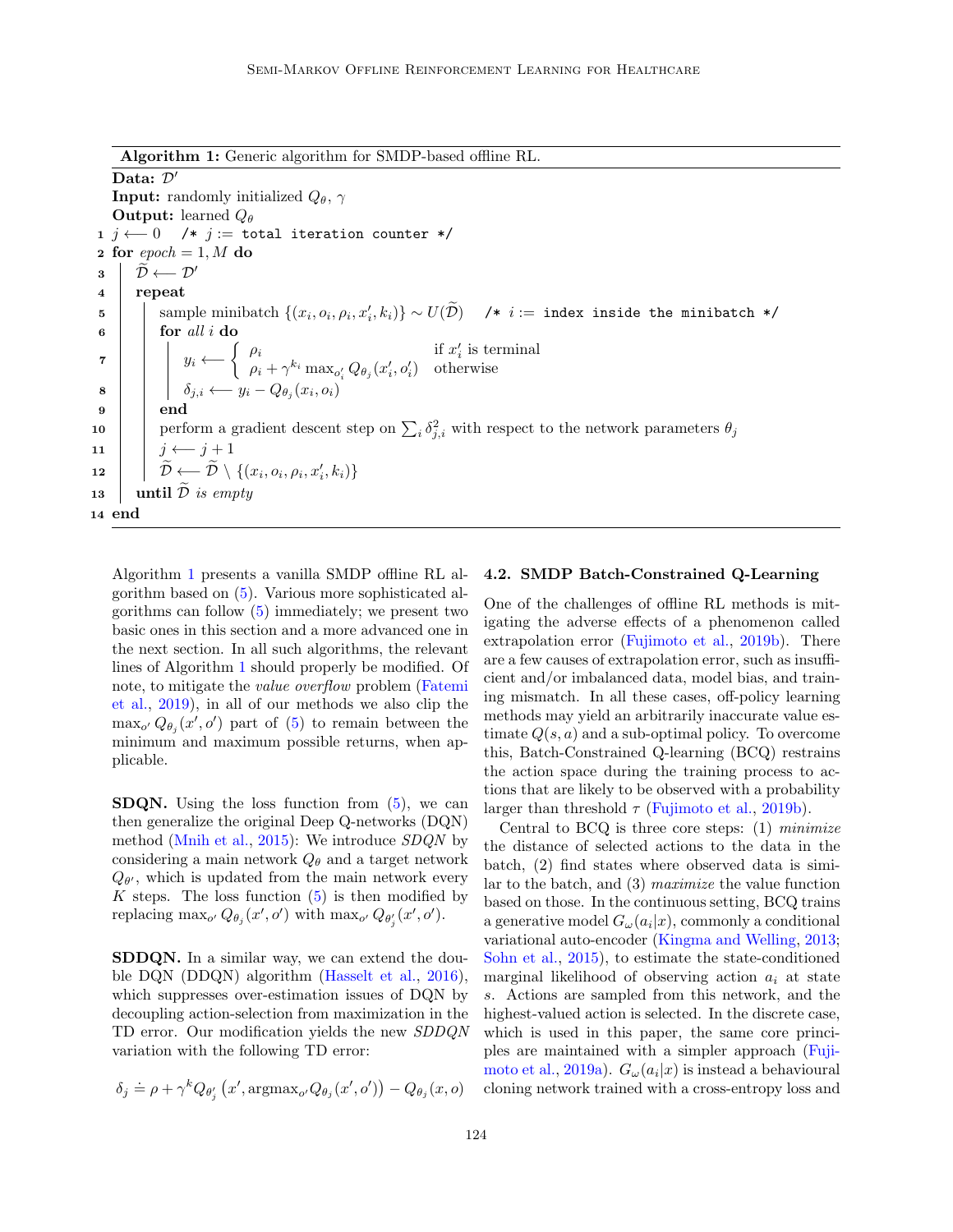**Algorithm 1:** Generic algorithm for SMDP-based offline RL.

```
Data: D'
Input: randomly initialized Q_θ, γ
Output: learned Q_θ
1  j ⟵ 0   /* j := total iteration counter */
2  for epoch = 1, M do
3      D̃ ⟵ D'
4      repeat
5          sample minibatch {(x_i, o_i, ρ_i, x'_i, k_i)} ~ U(D̃)   /* i := index inside the minibatch */
6          for all i do
7              y_i ⟵ { ρ_i                                      if x'_i is terminal
                       { ρ_i + γ^{k_i} max_{o'_i} Q_{θ_j}(x'_i, o'_i)   otherwise
8              δ_{j,i} ⟵ y_i − Q_{θ_j}(x_i, o_i)
9          end
10         perform a gradient descent step on Σ_i δ²_{j,i} with respect to the network parameters θ_j
11         j ⟵ j + 1
12         D̃ ⟵ D̃ \ {(x_i, o_i, ρ_i, x'_i, k_i)}
13     until D̃ is empty
14 end
```

Algorithm 1 presents a vanilla SMDP offline RL algorithm based on (5). Various more sophisticated algorithms can follow (5) immediately; we present two basic ones in this section and a more advanced one in the next section. In all such algorithms, the relevant lines of Algorithm 1 should properly be modified. Of note, to mitigate the *value overflow* problem (Fatemi et al., 2019), in all of our methods we also clip the $\max_{o'} Q_{\theta_j}(x', o')$ part of (5) to remain between the minimum and maximum possible returns, when applicable.

**SDQN.** Using the loss function from (5), we can then generalize the original Deep Q-networks (DQN) method (Mnih et al., 2015): We introduce *SDQN* by considering a main network $Q_\theta$ and a target network $Q_{\theta'}$, which is updated from the main network every $K$ steps. The loss function (5) is then modified by replacing $\max_{o'} Q_{\theta_j}(x', o')$ with $\max_{o'} Q_{\theta'_j}(x', o')$.

**SDDQN.** In a similar way, we can extend the double DQN (DDQN) algorithm (Hasselt et al., 2016), which suppresses over-estimation issues of DQN by decoupling action-selection from maximization in the TD error. Our modification yields the new *SDDQN* variation with the following TD error:

$$\delta_j \doteq \rho + \gamma^k Q_{\theta'_j}\left(x', \mathrm{argmax}_{o'} Q_{\theta_j}(x', o')\right) - Q_{\theta_j}(x, o)$$

### 4.2. SMDP Batch-Constrained Q-Learning

One of the challenges of offline RL methods is mitigating the adverse effects of a phenomenon called extrapolation error (Fujimoto et al., 2019b). There are a few causes of extrapolation error, such as insufficient and/or imbalanced data, model bias, and training mismatch. In all these cases, off-policy learning methods may yield an arbitrarily inaccurate value estimate $Q(s, a)$ and a sub-optimal policy. To overcome this, Batch-Constrained Q-learning (BCQ) restrains the action space during the training process to actions that are likely to be observed with a probability larger than threshold $\tau$ (Fujimoto et al., 2019b).

Central to BCQ is three core steps: (1) *minimize* the distance of selected actions to the data in the batch, (2) find states where observed data is similar to the batch, and (3) *maximize* the value function based on those. In the continuous setting, BCQ trains a generative model $G_\omega(a_i|x)$, commonly a conditional variational auto-encoder (Kingma and Welling, 2013; Sohn et al., 2015), to estimate the state-conditioned marginal likelihood of observing action $a_i$ at state $s$. Actions are sampled from this network, and the highest-valued action is selected. In the discrete case, which is used in this paper, the same core principles are maintained with a simpler approach (Fujimoto et al., 2019a). $G_\omega(a_i|x)$ is instead a behavioural cloning network trained with a cross-entropy loss and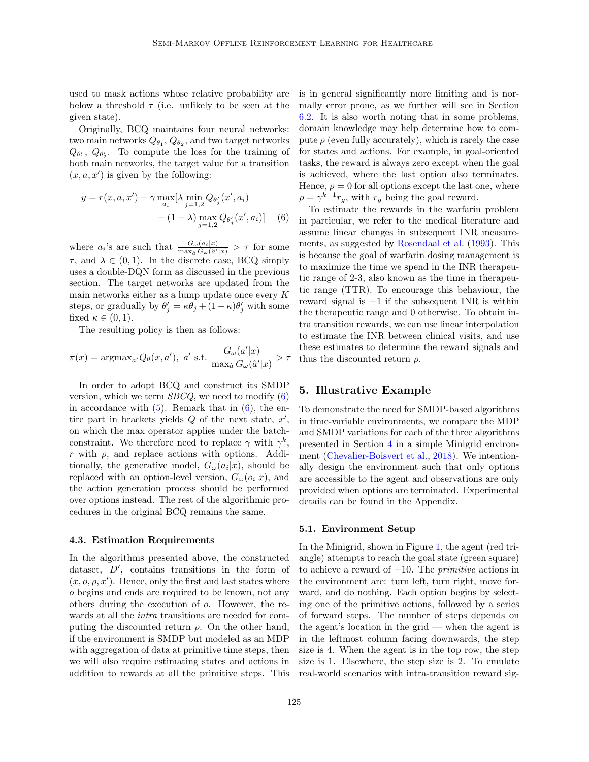used to mask actions whose relative probability are below a threshold $\tau$ (i.e. unlikely to be seen at the given state).

Originally, BCQ maintains four neural networks: two main networks $Q_{\theta_1}, Q_{\theta_2}$, and two target networks $Q_{\theta'_1}$, $Q_{\theta'_2}$. To compute the loss for the training of both main networks, the target value for a transition $(x, a, x')$ is given by the following:

$$y = r(x, a, x') + \gamma \max_{a_i} [\lambda \min_{j=1,2} Q_{\theta'_j}(x', a_i) + (1 - \lambda) \max_{j=1,2} Q_{\theta'_j}(x', a_i)] \quad (6)$$

where $a_i$'s are such that $\frac{G_\omega(a_i|x)}{\max_{\hat{a}} G_\omega(\hat{a}'|x)} > \tau$ for some $\tau$, and $\lambda \in (0, 1)$. In the discrete case, BCQ simply uses a double-DQN form as discussed in the previous section. The target networks are updated from the main networks either as a lump update once every $K$ steps, or gradually by $\theta'_j = \kappa\theta_j + (1 - \kappa)\theta'_j$ with some fixed $\kappa \in (0, 1)$.

The resulting policy is then as follows:

$$\pi(x) = \text{argmax}_{a'} Q_\theta(x, a'),\ a' \text{ s.t. } \frac{G_\omega(a'|x)}{\max_{\hat{a}} G_\omega(\hat{a}'|x)} > \tau$$

In order to adopt BCQ and construct its SMDP version, which we term *SBCQ*, we need to modify (6) in accordance with (5). Remark that in (6), the entire part in brackets yields $Q$ of the next state, $x'$, on which the max operator applies under the batch-constraint. We therefore need to replace $\gamma$ with $\gamma^k$, $r$ with $\rho$, and replace actions with options. Additionally, the generative model, $G_\omega(a_i|x)$, should be replaced with an option-level version, $G_\omega(o_i|x)$, and the action generation process should be performed over options instead. The rest of the algorithmic procedures in the original BCQ remains the same.

### 4.3. Estimation Requirements

In the algorithms presented above, the constructed dataset, $D'$, contains transitions in the form of $(x, o, \rho, x')$. Hence, only the first and last states where $o$ begins and ends are required to be known, not any others during the execution of $o$. However, the rewards at all the *intra* transitions are needed for computing the discounted return $\rho$. On the other hand, if the environment is SMDP but modeled as an MDP with aggregation of data at primitive time steps, then we will also require estimating states and actions in addition to rewards at all the primitive steps. This is in general significantly more limiting and is normally error prone, as we further will see in Section 6.2. It is also worth noting that in some problems, domain knowledge may help determine how to compute $\rho$ (even fully accurately), which is rarely the case for states and actions. For example, in goal-oriented tasks, the reward is always zero except when the goal is achieved, where the last option also terminates. Hence, $\rho = 0$ for all options except the last one, where $\rho = \gamma^{k-1} r_g$, with $r_g$ being the goal reward.

To estimate the rewards in the warfarin problem in particular, we refer to the medical literature and assume linear changes in subsequent INR measurements, as suggested by Rosendaal et al. (1993). This is because the goal of warfarin dosing management is to maximize the time we spend in the INR therapeutic range of 2-3, also known as the time in therapeutic range (TTR). To encourage this behaviour, the reward signal is +1 if the subsequent INR is within the therapeutic range and 0 otherwise. To obtain intra transition rewards, we can use linear interpolation to estimate the INR between clinical visits, and use these estimates to determine the reward signals and thus the discounted return $\rho$.

## 5. Illustrative Example

To demonstrate the need for SMDP-based algorithms in time-variable environments, we compare the MDP and SMDP variations for each of the three algorithms presented in Section 4 in a simple Minigrid environment (Chevalier-Boisvert et al., 2018). We intentionally design the environment such that only options are accessible to the agent and observations are only provided when options are terminated. Experimental details can be found in the Appendix.

### 5.1. Environment Setup

In the Minigrid, shown in Figure 1, the agent (red triangle) attempts to reach the goal state (green square) to achieve a reward of +10. The *primitive* actions in the environment are: turn left, turn right, move forward, and do nothing. Each option begins by selecting one of the primitive actions, followed by a series of forward steps. The number of steps depends on the agent's location in the grid — when the agent is in the leftmost column facing downwards, the step size is 4. When the agent is in the top row, the step size is 1. Elsewhere, the step size is 2. To emulate real-world scenarios with intra-transition reward sig-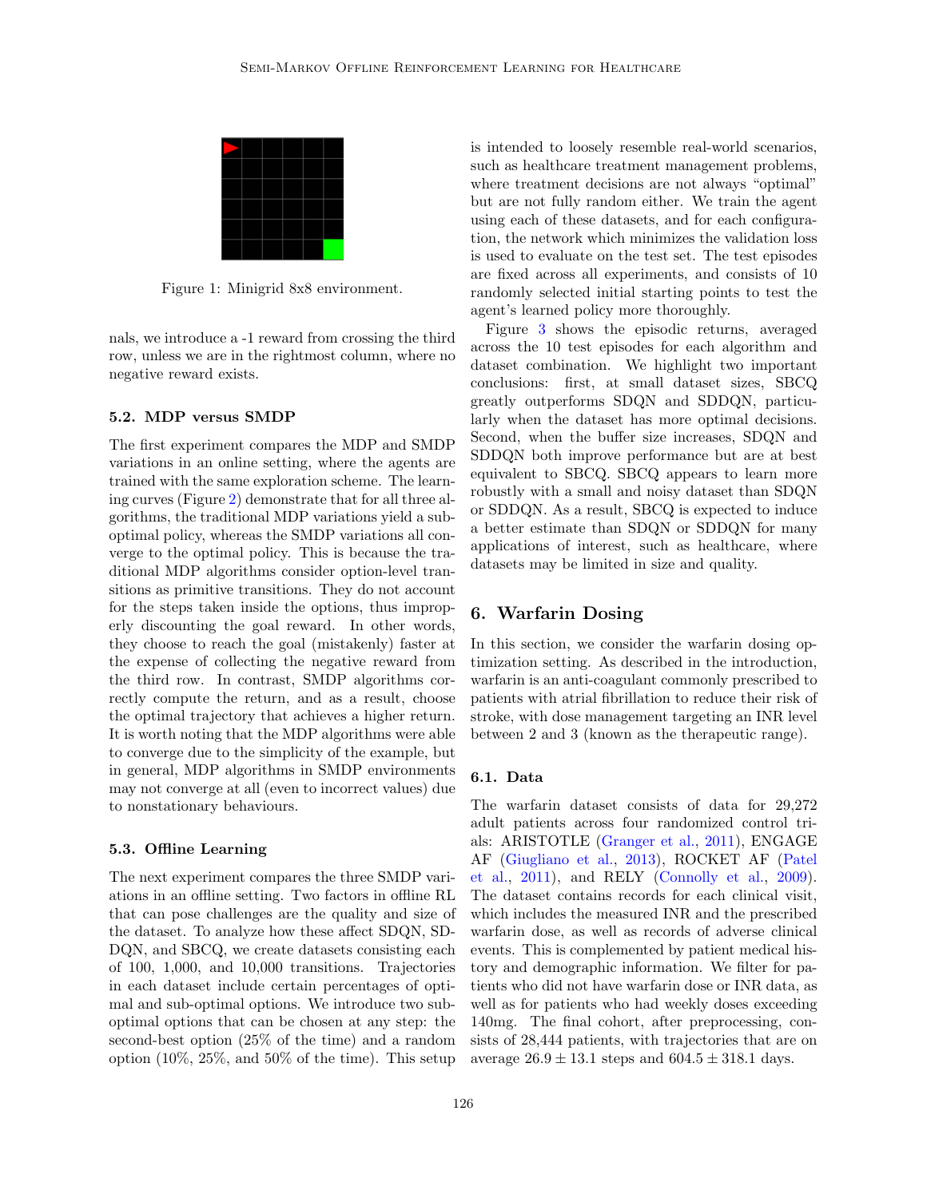Figure 1: Minigrid 8x8 environment.

nals, we introduce a -1 reward from crossing the third row, unless we are in the rightmost column, where no negative reward exists.

### 5.2. MDP versus SMDP

The first experiment compares the MDP and SMDP variations in an online setting, where the agents are trained with the same exploration scheme. The learning curves (Figure 2) demonstrate that for all three algorithms, the traditional MDP variations yield a suboptimal policy, whereas the SMDP variations all converge to the optimal policy. This is because the traditional MDP algorithms consider option-level transitions as primitive transitions. They do not account for the steps taken inside the options, thus improperly discounting the goal reward. In other words, they choose to reach the goal (mistakenly) faster at the expense of collecting the negative reward from the third row. In contrast, SMDP algorithms correctly compute the return, and as a result, choose the optimal trajectory that achieves a higher return. It is worth noting that the MDP algorithms were able to converge due to the simplicity of the example, but in general, MDP algorithms in SMDP environments may not converge at all (even to incorrect values) due to nonstationary behaviours.

### 5.3. Offline Learning

The next experiment compares the three SMDP variations in an offline setting. Two factors in offline RL that can pose challenges are the quality and size of the dataset. To analyze how these affect SDQN, SDDQN, and SBCQ, we create datasets consisting each of 100, 1,000, and 10,000 transitions. Trajectories in each dataset include certain percentages of optimal and sub-optimal options. We introduce two sub-optimal options that can be chosen at any step: the second-best option (25% of the time) and a random option (10%, 25%, and 50% of the time). This setup is intended to loosely resemble real-world scenarios, such as healthcare treatment management problems, where treatment decisions are not always "optimal" but are not fully random either. We train the agent using each of these datasets, and for each configuration, the network which minimizes the validation loss is used to evaluate on the test set. The test episodes are fixed across all experiments, and consists of 10 randomly selected initial starting points to test the agent's learned policy more thoroughly.

Figure 3 shows the episodic returns, averaged across the 10 test episodes for each algorithm and dataset combination. We highlight two important conclusions: first, at small dataset sizes, SBCQ greatly outperforms SDQN and SDDQN, particularly when the dataset has more optimal decisions. Second, when the buffer size increases, SDQN and SDDQN both improve performance but are at best equivalent to SBCQ. SBCQ appears to learn more robustly with a small and noisy dataset than SDQN or SDDQN. As a result, SBCQ is expected to induce a better estimate than SDQN or SDDQN for many applications of interest, such as healthcare, where datasets may be limited in size and quality.

## 6. Warfarin Dosing

In this section, we consider the warfarin dosing optimization setting. As described in the introduction, warfarin is an anti-coagulant commonly prescribed to patients with atrial fibrillation to reduce their risk of stroke, with dose management targeting an INR level between 2 and 3 (known as the therapeutic range).

### 6.1. Data

The warfarin dataset consists of data for 29,272 adult patients across four randomized control trials: ARISTOTLE (Granger et al., 2011), ENGAGE AF (Giugliano et al., 2013), ROCKET AF (Patel et al., 2011), and RELY (Connolly et al., 2009). The dataset contains records for each clinical visit, which includes the measured INR and the prescribed warfarin dose, as well as records of adverse clinical events. This is complemented by patient medical history and demographic information. We filter for patients who did not have warfarin dose or INR data, as well as for patients who had weekly doses exceeding 140mg. The final cohort, after preprocessing, consists of 28,444 patients, with trajectories that are on average $26.9 \pm 13.1$ steps and $604.5 \pm 318.1$ days.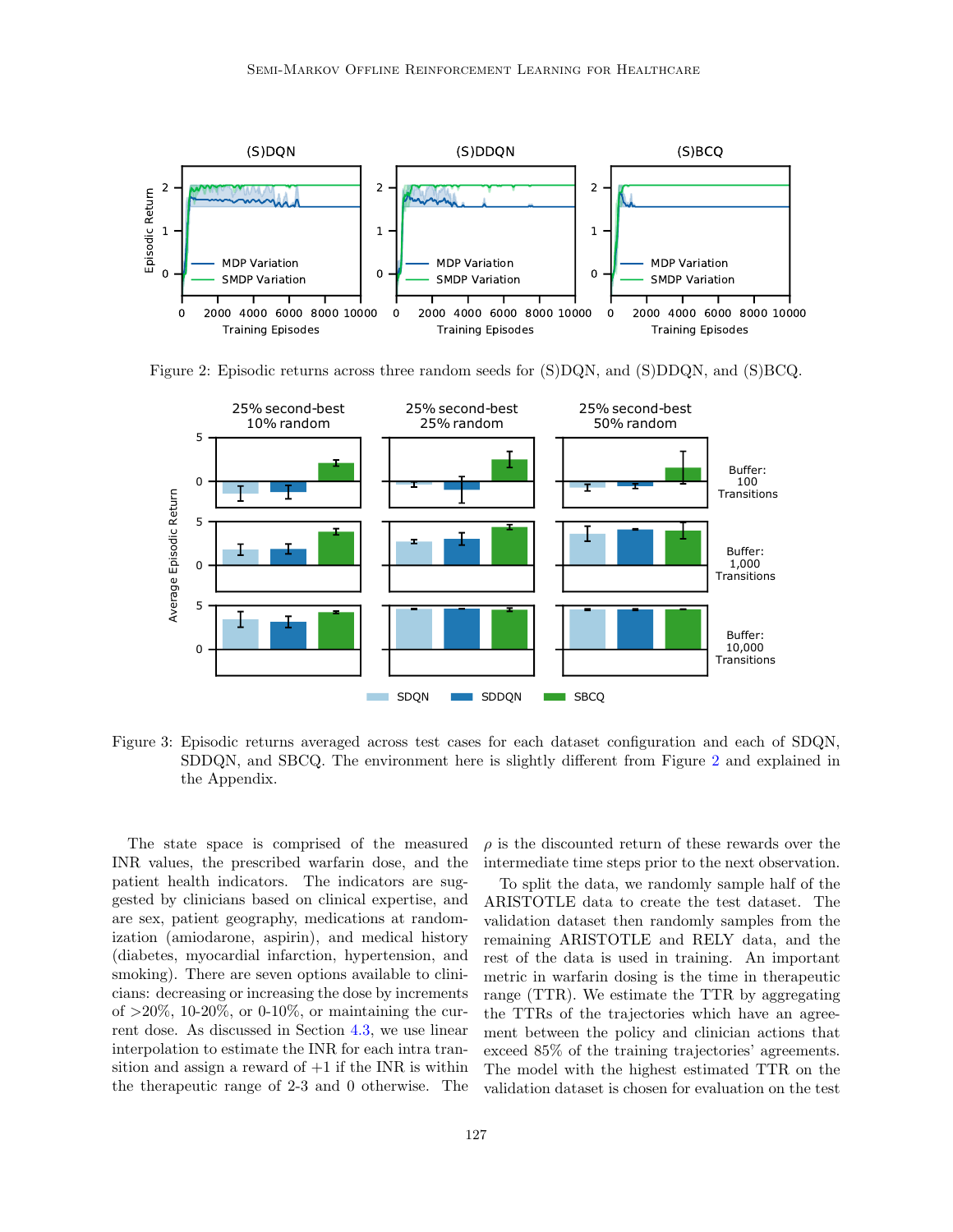Figure 2: Episodic returns across three random seeds for (S)DQN, and (S)DDQN, and (S)BCQ.

Figure 3: Episodic returns averaged across test cases for each dataset configuration and each of SDQN, SDDQN, and SBCQ. The environment here is slightly different from Figure 2 and explained in the Appendix.

The state space is comprised of the measured INR values, the prescribed warfarin dose, and the patient health indicators. The indicators are suggested by clinicians based on clinical expertise, and are sex, patient geography, medications at randomization (amiodarone, aspirin), and medical history (diabetes, myocardial infarction, hypertension, and smoking). There are seven options available to clinicians: decreasing or increasing the dose by increments of >20%, 10-20%, or 0-10%, or maintaining the current dose. As discussed in Section 4.3, we use linear interpolation to estimate the INR for each intra transition and assign a reward of +1 if the INR is within the therapeutic range of 2-3 and 0 otherwise. The $\rho$ is the discounted return of these rewards over the intermediate time steps prior to the next observation.

To split the data, we randomly sample half of the ARISTOTLE data to create the test dataset. The validation dataset then randomly samples from the remaining ARISTOTLE and RELY data, and the rest of the data is used in training. An important metric in warfarin dosing is the time in therapeutic range (TTR). We estimate the TTR by aggregating the TTRs of the trajectories which have an agreement between the policy and clinician actions that exceed 85% of the training trajectories' agreements. The model with the highest estimated TTR on the validation dataset is chosen for evaluation on the test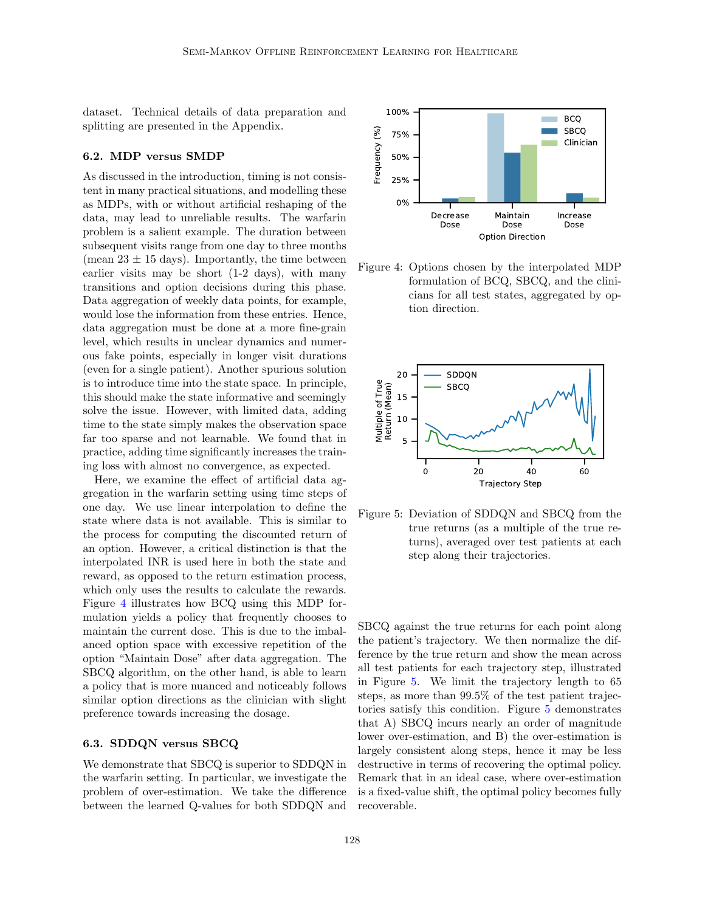dataset. Technical details of data preparation and splitting are presented in the Appendix.

### 6.2. MDP versus SMDP

As discussed in the introduction, timing is not consistent in many practical situations, and modelling these as MDPs, with or without artificial reshaping of the data, may lead to unreliable results. The warfarin problem is a salient example. The duration between subsequent visits range from one day to three months (mean $23 \pm 15$ days). Importantly, the time between earlier visits may be short (1-2 days), with many transitions and option decisions during this phase. Data aggregation of weekly data points, for example, would lose the information from these entries. Hence, data aggregation must be done at a more fine-grain level, which results in unclear dynamics and numerous fake points, especially in longer visit durations (even for a single patient). Another spurious solution is to introduce time into the state space. In principle, this should make the state informative and seemingly solve the issue. However, with limited data, adding time to the state simply makes the observation space far too sparse and not learnable. We found that in practice, adding time significantly increases the training loss with almost no convergence, as expected.

Here, we examine the effect of artificial data aggregation in the warfarin setting using time steps of one day. We use linear interpolation to define the state where data is not available. This is similar to the process for computing the discounted return of an option. However, a critical distinction is that the interpolated INR is used here in both the state and reward, as opposed to the return estimation process, which only uses the results to calculate the rewards. Figure 4 illustrates how BCQ using this MDP formulation yields a policy that frequently chooses to maintain the current dose. This is due to the imbalanced option space with excessive repetition of the option "Maintain Dose" after data aggregation. The SBCQ algorithm, on the other hand, is able to learn a policy that is more nuanced and noticeably follows similar option directions as the clinician with slight preference towards increasing the dosage.

Figure 4: Options chosen by the interpolated MDP formulation of BCQ, SBCQ, and the clinicians for all test states, aggregated by option direction.

Figure 5: Deviation of SDDQN and SBCQ from the true returns (as a multiple of the true returns), averaged over test patients at each step along their trajectories.

### 6.3. SDDQN versus SBCQ

We demonstrate that SBCQ is superior to SDDQN in the warfarin setting. In particular, we investigate the problem of over-estimation. We take the difference between the learned Q-values for both SDDQN and SBCQ against the true returns for each point along the patient's trajectory. We then normalize the difference by the true return and show the mean across all test patients for each trajectory step, illustrated in Figure 5. We limit the trajectory length to 65 steps, as more than 99.5% of the test patient trajectories satisfy this condition. Figure 5 demonstrates that A) SBCQ incurs nearly an order of magnitude lower over-estimation, and B) the over-estimation is largely consistent along steps, hence it may be less destructive in terms of recovering the optimal policy. Remark that in an ideal case, where over-estimation is a fixed-value shift, the optimal policy becomes fully recoverable.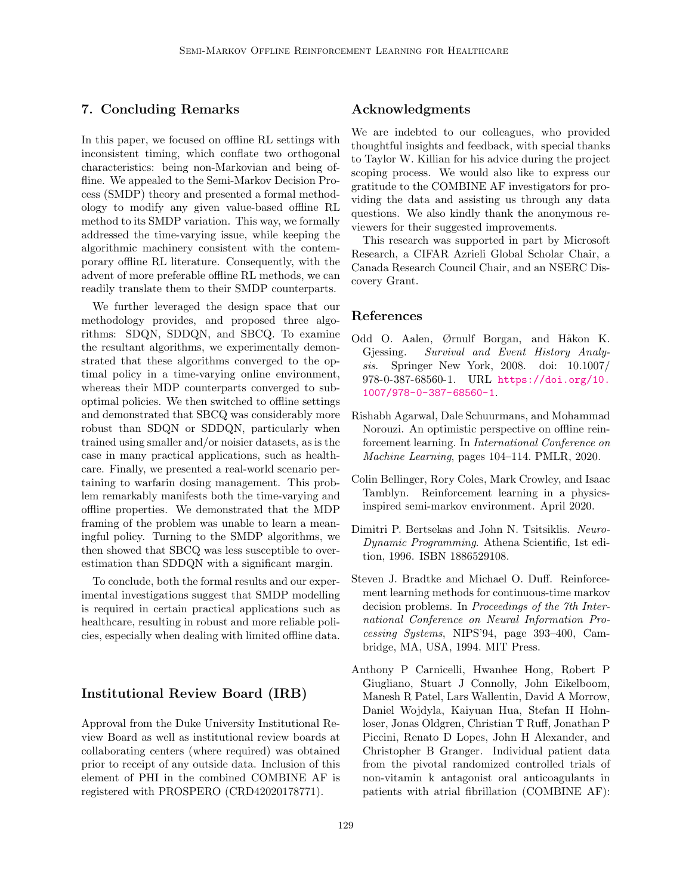## 7. Concluding Remarks

In this paper, we focused on offline RL settings with inconsistent timing, which conflate two orthogonal characteristics: being non-Markovian and being offline. We appealed to the Semi-Markov Decision Process (SMDP) theory and presented a formal methodology to modify any given value-based offline RL method to its SMDP variation. This way, we formally addressed the time-varying issue, while keeping the algorithmic machinery consistent with the contemporary offline RL literature. Consequently, with the advent of more preferable offline RL methods, we can readily translate them to their SMDP counterparts.

We further leveraged the design space that our methodology provides, and proposed three algorithms: SDQN, SDDQN, and SBCQ. To examine the resultant algorithms, we experimentally demonstrated that these algorithms converged to the optimal policy in a time-varying online environment, whereas their MDP counterparts converged to suboptimal policies. We then switched to offline settings and demonstrated that SBCQ was considerably more robust than SDQN or SDDQN, particularly when trained using smaller and/or noisier datasets, as is the case in many practical applications, such as healthcare. Finally, we presented a real-world scenario pertaining to warfarin dosing management. This problem remarkably manifests both the time-varying and offline properties. We demonstrated that the MDP framing of the problem was unable to learn a meaningful policy. Turning to the SMDP algorithms, we then showed that SBCQ was less susceptible to overestimation than SDDQN with a significant margin.

To conclude, both the formal results and our experimental investigations suggest that SMDP modelling is required in certain practical applications such as healthcare, resulting in robust and more reliable policies, especially when dealing with limited offline data.

## Institutional Review Board (IRB)

Approval from the Duke University Institutional Review Board as well as institutional review boards at collaborating centers (where required) was obtained prior to receipt of any outside data. Inclusion of this element of PHI in the combined COMBINE AF is registered with PROSPERO (CRD42020178771).

## Acknowledgments

We are indebted to our colleagues, who provided thoughtful insights and feedback, with special thanks to Taylor W. Killian for his advice during the project scoping process. We would also like to express our gratitude to the COMBINE AF investigators for providing the data and assisting us through any data questions. We also kindly thank the anonymous reviewers for their suggested improvements.

This research was supported in part by Microsoft Research, a CIFAR Azrieli Global Scholar Chair, a Canada Research Council Chair, and an NSERC Discovery Grant.

## References

Odd O. Aalen, Ørnulf Borgan, and Håkon K. Gjessing. *Survival and Event History Analysis*. Springer New York, 2008. doi: 10.1007/978-0-387-68560-1. URL https://doi.org/10.1007/978-0-387-68560-1.

Rishabh Agarwal, Dale Schuurmans, and Mohammad Norouzi. An optimistic perspective on offline reinforcement learning. In *International Conference on Machine Learning*, pages 104–114. PMLR, 2020.

Colin Bellinger, Rory Coles, Mark Crowley, and Isaac Tamblyn. Reinforcement learning in a physics-inspired semi-markov environment. April 2020.

Dimitri P. Bertsekas and John N. Tsitsiklis. *Neuro-Dynamic Programming*. Athena Scientific, 1st edition, 1996. ISBN 1886529108.

Steven J. Bradtke and Michael O. Duff. Reinforcement learning methods for continuous-time markov decision problems. In *Proceedings of the 7th International Conference on Neural Information Processing Systems*, NIPS'94, page 393–400, Cambridge, MA, USA, 1994. MIT Press.

Anthony P Carnicelli, Hwanhee Hong, Robert P Giugliano, Stuart J Connolly, John Eikelboom, Manesh R Patel, Lars Wallentin, David A Morrow, Daniel Wojdyla, Kaiyuan Hua, Stefan H Hohnloser, Jonas Oldgren, Christian T Ruff, Jonathan P Piccini, Renato D Lopes, John H Alexander, and Christopher B Granger. Individual patient data from the pivotal randomized controlled trials of non-vitamin k antagonist oral anticoagulants in patients with atrial fibrillation (COMBINE AF):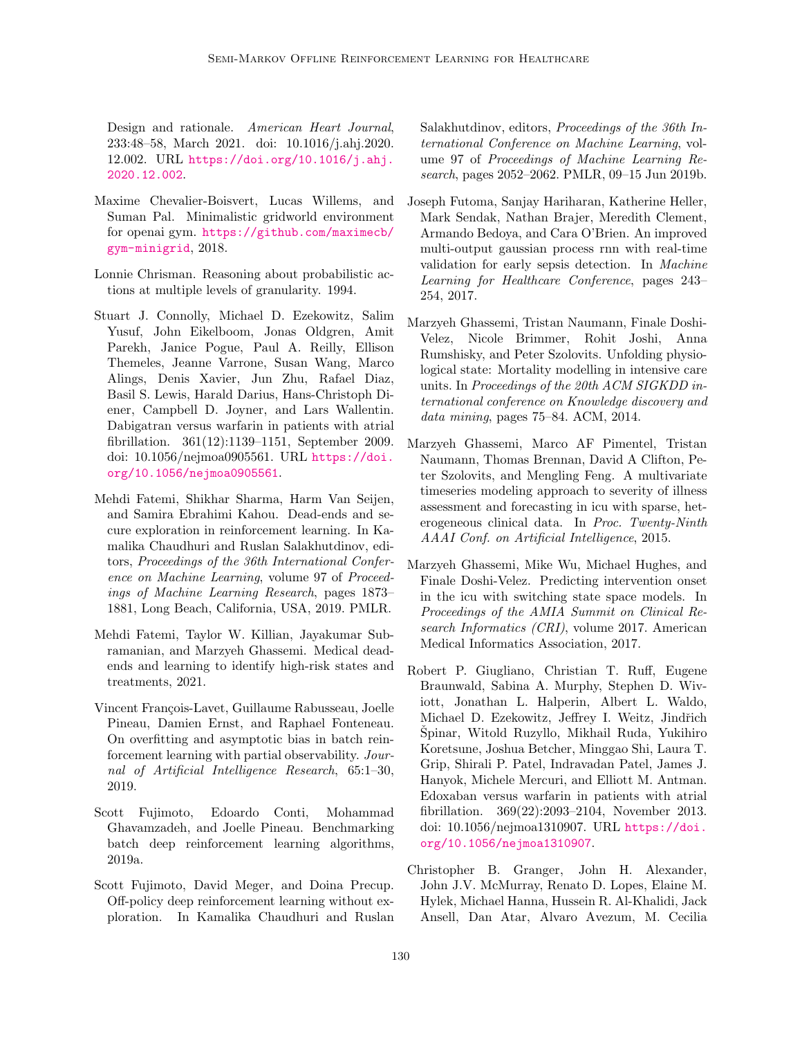Design and rationale. *American Heart Journal*, 233:48–58, March 2021. doi: 10.1016/j.ahj.2020.12.002. URL https://doi.org/10.1016/j.ahj.2020.12.002.

Maxime Chevalier-Boisvert, Lucas Willems, and Suman Pal. Minimalistic gridworld environment for openai gym. https://github.com/maximecb/gym-minigrid, 2018.

Lonnie Chrisman. Reasoning about probabilistic actions at multiple levels of granularity. 1994.

Stuart J. Connolly, Michael D. Ezekowitz, Salim Yusuf, John Eikelboom, Jonas Oldgren, Amit Parekh, Janice Pogue, Paul A. Reilly, Ellison Themeles, Jeanne Varrone, Susan Wang, Marco Alings, Denis Xavier, Jun Zhu, Rafael Diaz, Basil S. Lewis, Harald Darius, Hans-Christoph Diener, Campbell D. Joyner, and Lars Wallentin. Dabigatran versus warfarin in patients with atrial fibrillation. 361(12):1139–1151, September 2009. doi: 10.1056/nejmoa0905561. URL https://doi.org/10.1056/nejmoa0905561.

Mehdi Fatemi, Shikhar Sharma, Harm Van Seijen, and Samira Ebrahimi Kahou. Dead-ends and secure exploration in reinforcement learning. In Kamalika Chaudhuri and Ruslan Salakhutdinov, editors, *Proceedings of the 36th International Conference on Machine Learning*, volume 97 of *Proceedings of Machine Learning Research*, pages 1873–1881, Long Beach, California, USA, 2019. PMLR.

Mehdi Fatemi, Taylor W. Killian, Jayakumar Subramanian, and Marzyeh Ghassemi. Medical dead-ends and learning to identify high-risk states and treatments, 2021.

Vincent François-Lavet, Guillaume Rabusseau, Joelle Pineau, Damien Ernst, and Raphael Fonteneau. On overfitting and asymptotic bias in batch reinforcement learning with partial observability. *Journal of Artificial Intelligence Research*, 65:1–30, 2019.

Scott Fujimoto, Edoardo Conti, Mohammad Ghavamzadeh, and Joelle Pineau. Benchmarking batch deep reinforcement learning algorithms, 2019a.

Scott Fujimoto, David Meger, and Doina Precup. Off-policy deep reinforcement learning without exploration. In Kamalika Chaudhuri and Ruslan Salakhutdinov, editors, *Proceedings of the 36th International Conference on Machine Learning*, volume 97 of *Proceedings of Machine Learning Research*, pages 2052–2062. PMLR, 09–15 Jun 2019b.

Joseph Futoma, Sanjay Hariharan, Katherine Heller, Mark Sendak, Nathan Brajer, Meredith Clement, Armando Bedoya, and Cara O'Brien. An improved multi-output gaussian process rnn with real-time validation for early sepsis detection. In *Machine Learning for Healthcare Conference*, pages 243–254, 2017.

Marzyeh Ghassemi, Tristan Naumann, Finale Doshi-Velez, Nicole Brimmer, Rohit Joshi, Anna Rumshisky, and Peter Szolovits. Unfolding physiological state: Mortality modelling in intensive care units. In *Proceedings of the 20th ACM SIGKDD international conference on Knowledge discovery and data mining*, pages 75–84. ACM, 2014.

Marzyeh Ghassemi, Marco AF Pimentel, Tristan Naumann, Thomas Brennan, David A Clifton, Peter Szolovits, and Mengling Feng. A multivariate timeseries modeling approach to severity of illness assessment and forecasting in icu with sparse, heterogeneous clinical data. In *Proc. Twenty-Ninth AAAI Conf. on Artificial Intelligence*, 2015.

Marzyeh Ghassemi, Mike Wu, Michael Hughes, and Finale Doshi-Velez. Predicting intervention onset in the icu with switching state space models. In *Proceedings of the AMIA Summit on Clinical Research Informatics (CRI)*, volume 2017. American Medical Informatics Association, 2017.

Robert P. Giugliano, Christian T. Ruff, Eugene Braunwald, Sabina A. Murphy, Stephen D. Wiviott, Jonathan L. Halperin, Albert L. Waldo, Michael D. Ezekowitz, Jeffrey I. Weitz, Jindřich Špinar, Witold Ruzyllo, Mikhail Ruda, Yukihiro Koretsune, Joshua Betcher, Minggao Shi, Laura T. Grip, Shirali P. Patel, Indravadan Patel, James J. Hanyok, Michele Mercuri, and Elliott M. Antman. Edoxaban versus warfarin in patients with atrial fibrillation. 369(22):2093–2104, November 2013. doi: 10.1056/nejmoa1310907. URL https://doi.org/10.1056/nejmoa1310907.

Christopher B. Granger, John H. Alexander, John J.V. McMurray, Renato D. Lopes, Elaine M. Hylek, Michael Hanna, Hussein R. Al-Khalidi, Jack Ansell, Dan Atar, Alvaro Avezum, M. Cecilia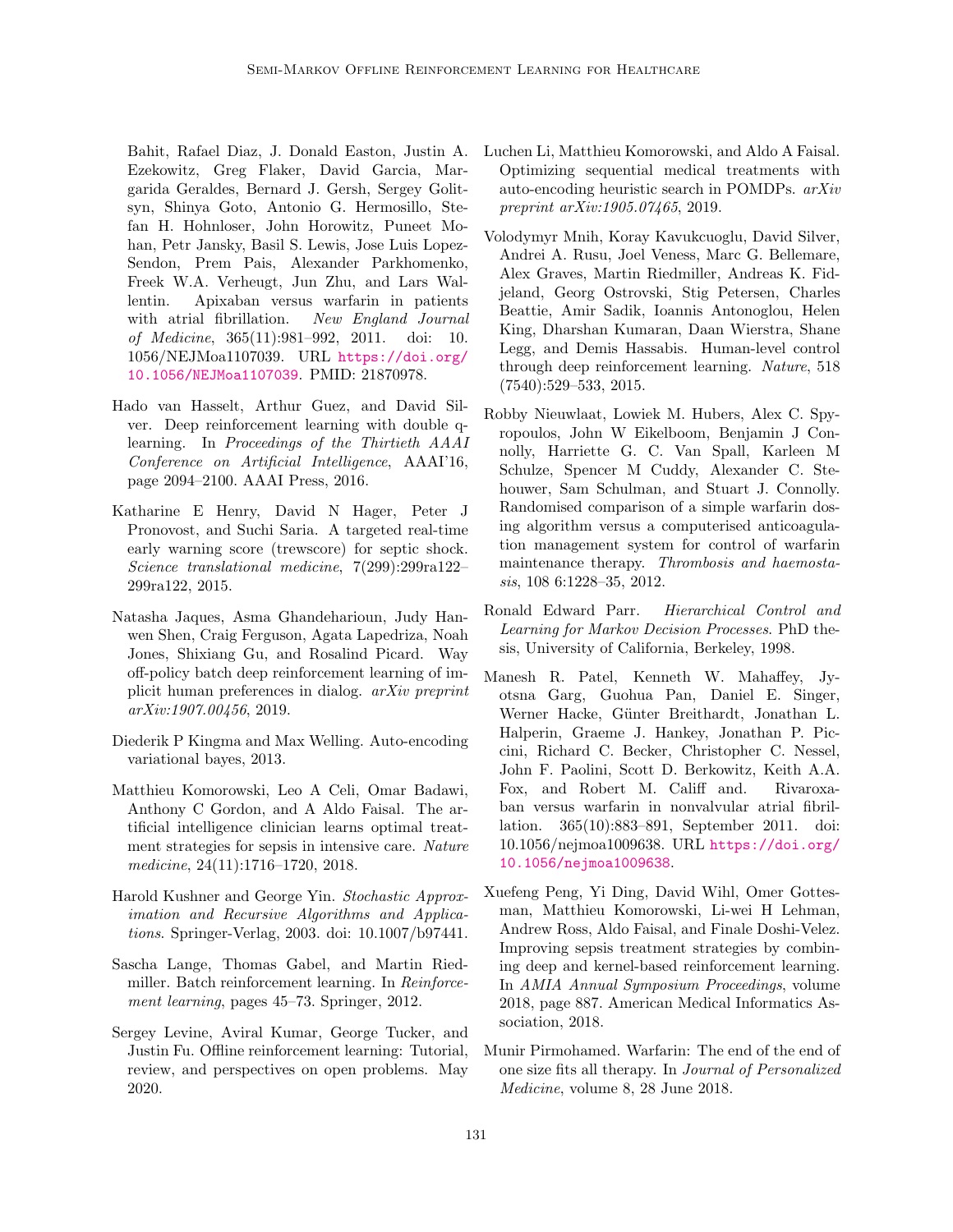Bahit, Rafael Diaz, J. Donald Easton, Justin A. Ezekowitz, Greg Flaker, David Garcia, Margarida Geraldes, Bernard J. Gersh, Sergey Golitsyn, Shinya Goto, Antonio G. Hermosillo, Stefan H. Hohnloser, John Horowitz, Puneet Mohan, Petr Jansky, Basil S. Lewis, Jose Luis Lopez-Sendon, Prem Pais, Alexander Parkhomenko, Freek W.A. Verheugt, Jun Zhu, and Lars Wallentin. Apixaban versus warfarin in patients with atrial fibrillation. *New England Journal of Medicine*, 365(11):981–992, 2011. doi: 10.1056/NEJMoa1107039. URL https://doi.org/10.1056/NEJMoa1107039. PMID: 21870978.

Hado van Hasselt, Arthur Guez, and David Silver. Deep reinforcement learning with double q-learning. In *Proceedings of the Thirtieth AAAI Conference on Artificial Intelligence*, AAAI'16, page 2094–2100. AAAI Press, 2016.

Katharine E Henry, David N Hager, Peter J Pronovost, and Suchi Saria. A targeted real-time early warning score (trewscore) for septic shock. *Science translational medicine*, 7(299):299ra122–299ra122, 2015.

Natasha Jaques, Asma Ghandeharioun, Judy Hanwen Shen, Craig Ferguson, Agata Lapedriza, Noah Jones, Shixiang Gu, and Rosalind Picard. Way off-policy batch deep reinforcement learning of implicit human preferences in dialog. *arXiv preprint arXiv:1907.00456*, 2019.

Diederik P Kingma and Max Welling. Auto-encoding variational bayes, 2013.

Matthieu Komorowski, Leo A Celi, Omar Badawi, Anthony C Gordon, and A Aldo Faisal. The artificial intelligence clinician learns optimal treatment strategies for sepsis in intensive care. *Nature medicine*, 24(11):1716–1720, 2018.

Harold Kushner and George Yin. *Stochastic Approximation and Recursive Algorithms and Applications*. Springer-Verlag, 2003. doi: 10.1007/b97441.

Sascha Lange, Thomas Gabel, and Martin Riedmiller. Batch reinforcement learning. In *Reinforcement learning*, pages 45–73. Springer, 2012.

Sergey Levine, Aviral Kumar, George Tucker, and Justin Fu. Offline reinforcement learning: Tutorial, review, and perspectives on open problems. May 2020.

Luchen Li, Matthieu Komorowski, and Aldo A Faisal. Optimizing sequential medical treatments with auto-encoding heuristic search in POMDPs. *arXiv preprint arXiv:1905.07465*, 2019.

Volodymyr Mnih, Koray Kavukcuoglu, David Silver, Andrei A. Rusu, Joel Veness, Marc G. Bellemare, Alex Graves, Martin Riedmiller, Andreas K. Fidjeland, Georg Ostrovski, Stig Petersen, Charles Beattie, Amir Sadik, Ioannis Antonoglou, Helen King, Dharshan Kumaran, Daan Wierstra, Shane Legg, and Demis Hassabis. Human-level control through deep reinforcement learning. *Nature*, 518 (7540):529–533, 2015.

Robby Nieuwlaat, Lowiek M. Hubers, Alex C. Spyropoulos, John W Eikelboom, Benjamin J Connolly, Harriette G. C. Van Spall, Karleen M Schulze, Spencer M Cuddy, Alexander C. Stehouwer, Sam Schulman, and Stuart J. Connolly. Randomised comparison of a simple warfarin dosing algorithm versus a computerised anticoagulation management system for control of warfarin maintenance therapy. *Thrombosis and haemostasis*, 108 6:1228–35, 2012.

Ronald Edward Parr. *Hierarchical Control and Learning for Markov Decision Processes*. PhD thesis, University of California, Berkeley, 1998.

Manesh R. Patel, Kenneth W. Mahaffey, Jyotsna Garg, Guohua Pan, Daniel E. Singer, Werner Hacke, Günter Breithardt, Jonathan L. Halperin, Graeme J. Hankey, Jonathan P. Piccini, Richard C. Becker, Christopher C. Nessel, John F. Paolini, Scott D. Berkowitz, Keith A.A. Fox, and Robert M. Califf and. Rivaroxaban versus warfarin in nonvalvular atrial fibrillation. 365(10):883–891, September 2011. doi: 10.1056/nejmoa1009638. URL https://doi.org/10.1056/nejmoa1009638.

Xuefeng Peng, Yi Ding, David Wihl, Omer Gottesman, Matthieu Komorowski, Li-wei H Lehman, Andrew Ross, Aldo Faisal, and Finale Doshi-Velez. Improving sepsis treatment strategies by combining deep and kernel-based reinforcement learning. In *AMIA Annual Symposium Proceedings*, volume 2018, page 887. American Medical Informatics Association, 2018.

Munir Pirmohamed. Warfarin: The end of the end of one size fits all therapy. In *Journal of Personalized Medicine*, volume 8, 28 June 2018.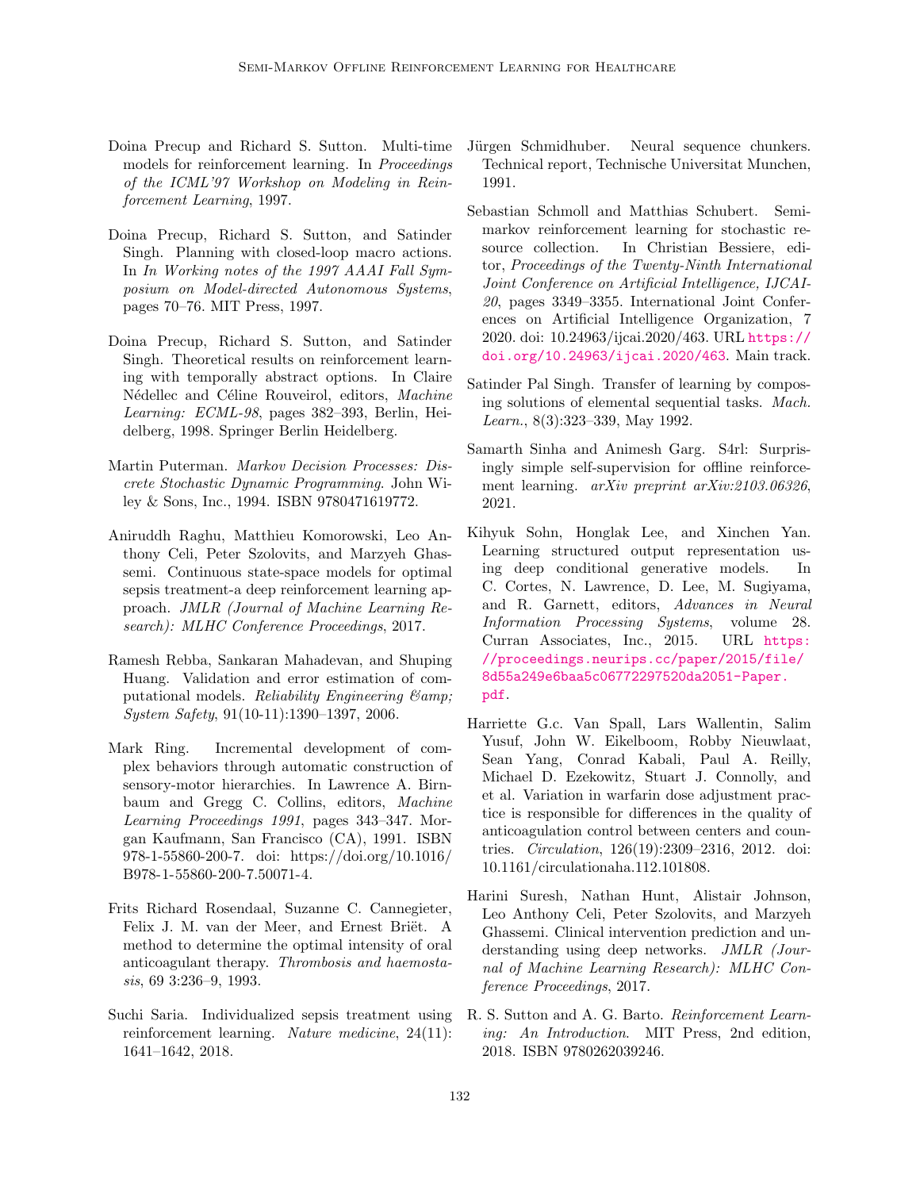Doina Precup and Richard S. Sutton. Multi-time models for reinforcement learning. In *Proceedings of the ICML'97 Workshop on Modeling in Reinforcement Learning*, 1997.

Doina Precup, Richard S. Sutton, and Satinder Singh. Planning with closed-loop macro actions. In *In Working notes of the 1997 AAAI Fall Symposium on Model-directed Autonomous Systems*, pages 70–76. MIT Press, 1997.

Doina Precup, Richard S. Sutton, and Satinder Singh. Theoretical results on reinforcement learning with temporally abstract options. In Claire Nédellec and Céline Rouveirol, editors, *Machine Learning: ECML-98*, pages 382–393, Berlin, Heidelberg, 1998. Springer Berlin Heidelberg.

Martin Puterman. *Markov Decision Processes: Discrete Stochastic Dynamic Programming*. John Wiley & Sons, Inc., 1994. ISBN 9780471619772.

Aniruddh Raghu, Matthieu Komorowski, Leo Anthony Celi, Peter Szolovits, and Marzyeh Ghassemi. Continuous state-space models for optimal sepsis treatment-a deep reinforcement learning approach. *JMLR (Journal of Machine Learning Research): MLHC Conference Proceedings*, 2017.

Ramesh Rebba, Sankaran Mahadevan, and Shuping Huang. Validation and error estimation of computational models. *Reliability Engineering &amp; System Safety*, 91(10-11):1390–1397, 2006.

Mark Ring. Incremental development of complex behaviors through automatic construction of sensory-motor hierarchies. In Lawrence A. Birnbaum and Gregg C. Collins, editors, *Machine Learning Proceedings 1991*, pages 343–347. Morgan Kaufmann, San Francisco (CA), 1991. ISBN 978-1-55860-200-7. doi: https://doi.org/10.1016/B978-1-55860-200-7.50071-4.

Frits Richard Rosendaal, Suzanne C. Cannegieter, Felix J. M. van der Meer, and Ernest Briët. A method to determine the optimal intensity of oral anticoagulant therapy. *Thrombosis and haemostasis*, 69 3:236–9, 1993.

Suchi Saria. Individualized sepsis treatment using reinforcement learning. *Nature medicine*, 24(11): 1641–1642, 2018.

Jürgen Schmidhuber. Neural sequence chunkers. Technical report, Technische Universitat Munchen, 1991.

Sebastian Schmoll and Matthias Schubert. Semi-markov reinforcement learning for stochastic resource collection. In Christian Bessiere, editor, *Proceedings of the Twenty-Ninth International Joint Conference on Artificial Intelligence, IJCAI-20*, pages 3349–3355. International Joint Conferences on Artificial Intelligence Organization, 7 2020. doi: 10.24963/ijcai.2020/463. URL https://doi.org/10.24963/ijcai.2020/463. Main track.

Satinder Pal Singh. Transfer of learning by composing solutions of elemental sequential tasks. *Mach. Learn.*, 8(3):323–339, May 1992.

Samarth Sinha and Animesh Garg. S4rl: Surprisingly simple self-supervision for offline reinforcement learning. *arXiv preprint arXiv:2103.06326*, 2021.

Kihyuk Sohn, Honglak Lee, and Xinchen Yan. Learning structured output representation using deep conditional generative models. In C. Cortes, N. Lawrence, D. Lee, M. Sugiyama, and R. Garnett, editors, *Advances in Neural Information Processing Systems*, volume 28. Curran Associates, Inc., 2015. URL https://proceedings.neurips.cc/paper/2015/file/8d55a249e6baa5c06772297520da2051-Paper.pdf.

Harriette G.c. Van Spall, Lars Wallentin, Salim Yusuf, John W. Eikelboom, Robby Nieuwlaat, Sean Yang, Conrad Kabali, Paul A. Reilly, Michael D. Ezekowitz, Stuart J. Connolly, and et al. Variation in warfarin dose adjustment practice is responsible for differences in the quality of anticoagulation control between centers and countries. *Circulation*, 126(19):2309–2316, 2012. doi: 10.1161/circulationaha.112.101808.

Harini Suresh, Nathan Hunt, Alistair Johnson, Leo Anthony Celi, Peter Szolovits, and Marzyeh Ghassemi. Clinical intervention prediction and understanding using deep networks. *JMLR (Journal of Machine Learning Research): MLHC Conference Proceedings*, 2017.

R. S. Sutton and A. G. Barto. *Reinforcement Learning: An Introduction*. MIT Press, 2nd edition, 2018. ISBN 9780262039246.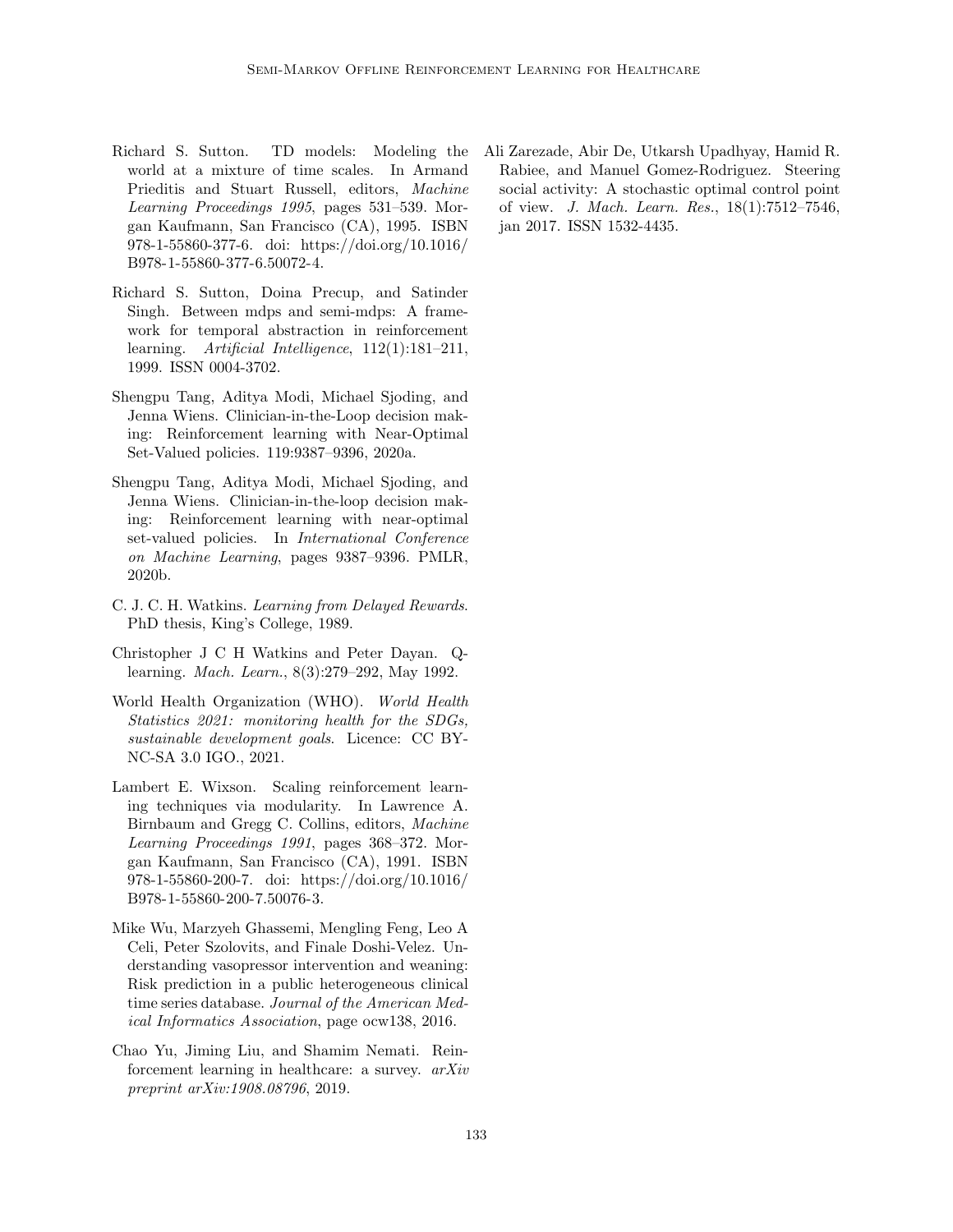Richard S. Sutton. TD models: Modeling the world at a mixture of time scales. In Armand Prieditis and Stuart Russell, editors, *Machine Learning Proceedings 1995*, pages 531–539. Morgan Kaufmann, San Francisco (CA), 1995. ISBN 978-1-55860-377-6. doi: https://doi.org/10.1016/B978-1-55860-377-6.50072-4.

Richard S. Sutton, Doina Precup, and Satinder Singh. Between mdps and semi-mdps: A framework for temporal abstraction in reinforcement learning. *Artificial Intelligence*, 112(1):181–211, 1999. ISSN 0004-3702.

Shengpu Tang, Aditya Modi, Michael Sjoding, and Jenna Wiens. Clinician-in-the-Loop decision making: Reinforcement learning with Near-Optimal Set-Valued policies. 119:9387–9396, 2020a.

Shengpu Tang, Aditya Modi, Michael Sjoding, and Jenna Wiens. Clinician-in-the-loop decision making: Reinforcement learning with near-optimal set-valued policies. In *International Conference on Machine Learning*, pages 9387–9396. PMLR, 2020b.

C. J. C. H. Watkins. *Learning from Delayed Rewards*. PhD thesis, King's College, 1989.

Christopher J C H Watkins and Peter Dayan. Q-learning. *Mach. Learn.*, 8(3):279–292, May 1992.

World Health Organization (WHO). *World Health Statistics 2021: monitoring health for the SDGs, sustainable development goals*. Licence: CC BY-NC-SA 3.0 IGO., 2021.

Lambert E. Wixson. Scaling reinforcement learning techniques via modularity. In Lawrence A. Birnbaum and Gregg C. Collins, editors, *Machine Learning Proceedings 1991*, pages 368–372. Morgan Kaufmann, San Francisco (CA), 1991. ISBN 978-1-55860-200-7. doi: https://doi.org/10.1016/B978-1-55860-200-7.50076-3.

Mike Wu, Marzyeh Ghassemi, Mengling Feng, Leo A Celi, Peter Szolovits, and Finale Doshi-Velez. Understanding vasopressor intervention and weaning: Risk prediction in a public heterogeneous clinical time series database. *Journal of the American Medical Informatics Association*, page ocw138, 2016.

Chao Yu, Jiming Liu, and Shamim Nemati. Reinforcement learning in healthcare: a survey. *arXiv preprint arXiv:1908.08796*, 2019.

Ali Zarezade, Abir De, Utkarsh Upadhyay, Hamid R. Rabiee, and Manuel Gomez-Rodriguez. Steering social activity: A stochastic optimal control point of view. *J. Mach. Learn. Res.*, 18(1):7512–7546, jan 2017. ISSN 1532-4435.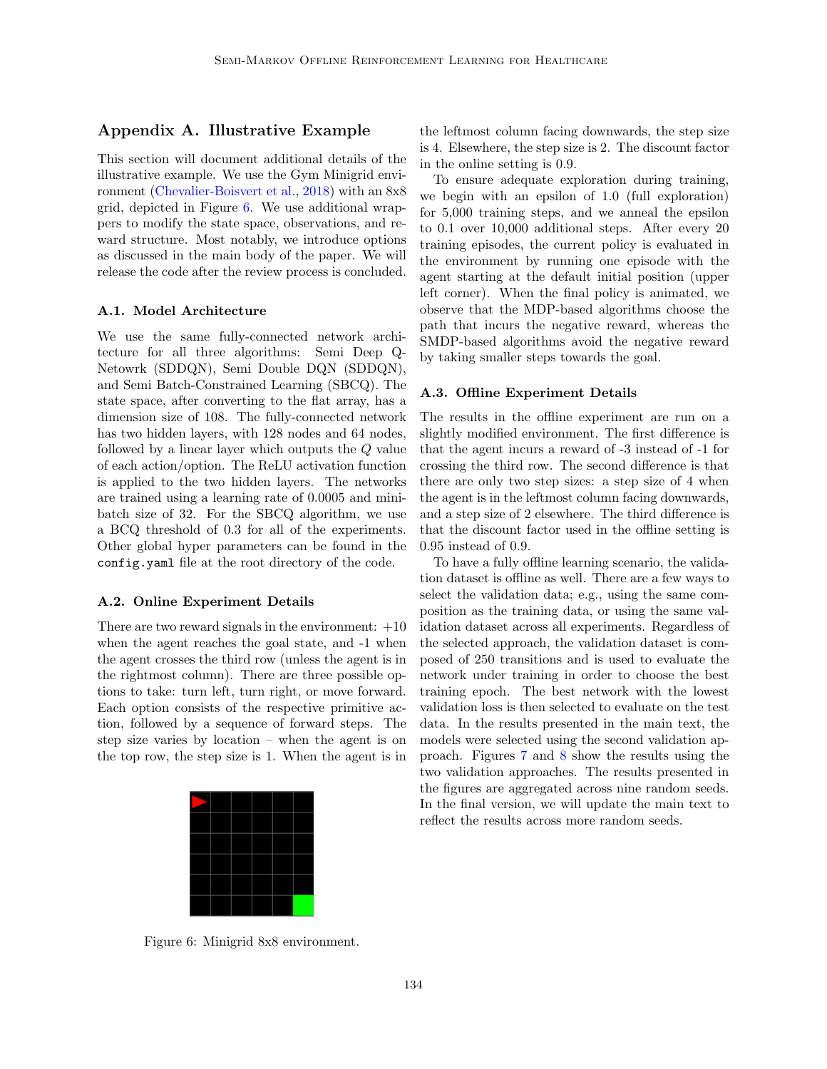## Appendix A. Illustrative Example

This section will document additional details of the illustrative example. We use the Gym Minigrid environment (Chevalier-Boisvert et al., 2018) with an 8x8 grid, depicted in Figure 6. We use additional wrappers to modify the state space, observations, and reward structure. Most notably, we introduce options as discussed in the main body of the paper. We will release the code after the review process is concluded.

### A.1. Model Architecture

We use the same fully-connected network architecture for all three algorithms: Semi Deep Q-Netowrk (SDDQN), Semi Double DQN (SDDQN), and Semi Batch-Constrained Learning (SBCQ). The state space, after converting to the flat array, has a dimension size of 108. The fully-connected network has two hidden layers, with 128 nodes and 64 nodes, followed by a linear layer which outputs the $Q$ value of each action/option. The ReLU activation function is applied to the two hidden layers. The networks are trained using a learning rate of 0.0005 and minibatch size of 32. For the SBCQ algorithm, we use a BCQ threshold of 0.3 for all of the experiments. Other global hyper parameters can be found in the `config.yaml` file at the root directory of the code.

### A.2. Online Experiment Details

There are two reward signals in the environment: +10 when the agent reaches the goal state, and -1 when the agent crosses the third row (unless the agent is in the rightmost column). There are three possible options to take: turn left, turn right, or move forward. Each option consists of the respective primitive action, followed by a sequence of forward steps. The step size varies by location – when the agent is on the top row, the step size is 1. When the agent is in the leftmost column facing downwards, the step size is 4. Elsewhere, the step size is 2. The discount factor in the online setting is 0.9.

To ensure adequate exploration during training, we begin with an epsilon of 1.0 (full exploration) for 5,000 training steps, and we anneal the epsilon to 0.1 over 10,000 additional steps. After every 20 training episodes, the current policy is evaluated in the environment by running one episode with the agent starting at the default initial position (upper left corner). When the final policy is animated, we observe that the MDP-based algorithms choose the path that incurs the negative reward, whereas the SMDP-based algorithms avoid the negative reward by taking smaller steps towards the goal.

Figure 6: Minigrid 8x8 environment.

### A.3. Offline Experiment Details

The results in the offline experiment are run on a slightly modified environment. The first difference is that the agent incurs a reward of -3 instead of -1 for crossing the third row. The second difference is that there are only two step sizes: a step size of 4 when the agent is in the leftmost column facing downwards, and a step size of 2 elsewhere. The third difference is that the discount factor used in the offline setting is 0.95 instead of 0.9.

To have a fully offline learning scenario, the validation dataset is offline as well. There are a few ways to select the validation data; e.g., using the same composition as the training data, or using the same validation dataset across all experiments. Regardless of the selected approach, the validation dataset is composed of 250 transitions and is used to evaluate the network under training in order to choose the best training epoch. The best network with the lowest validation loss is then selected to evaluate on the test data. In the results presented in the main text, the models were selected using the second validation approach. Figures 7 and 8 show the results using the two validation approaches. The results presented in the figures are aggregated across nine random seeds. In the final version, we will update the main text to reflect the results across more random seeds.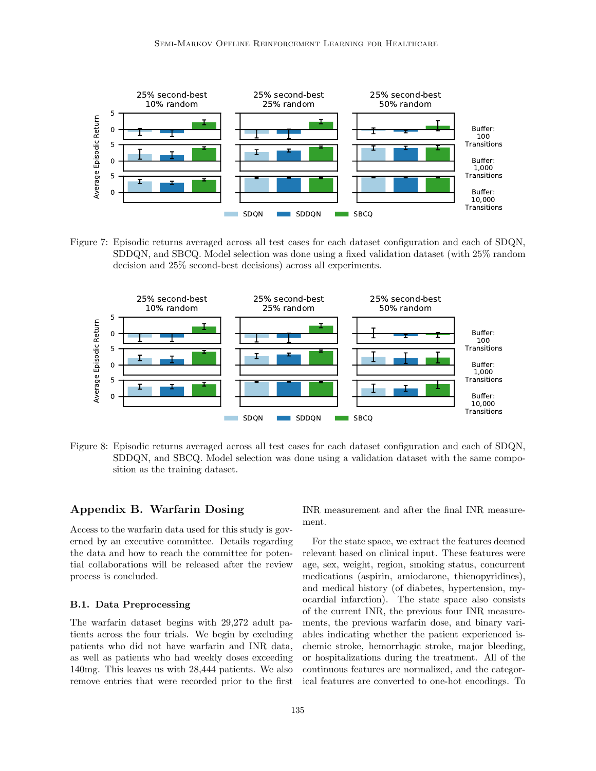Figure 7: Episodic returns averaged across all test cases for each dataset configuration and each of SDQN, SDDQN, and SBCQ. Model selection was done using a fixed validation dataset (with 25% random decision and 25% second-best decisions) across all experiments.

Figure 8: Episodic returns averaged across all test cases for each dataset configuration and each of SDQN, SDDQN, and SBCQ. Model selection was done using a validation dataset with the same composition as the training dataset.

## Appendix B. Warfarin Dosing

Access to the warfarin data used for this study is governed by an executive committee. Details regarding the data and how to reach the committee for potential collaborations will be released after the review process is concluded.

### B.1. Data Preprocessing

The warfarin dataset begins with 29,272 adult patients across the four trials. We begin by excluding patients who did not have warfarin and INR data, as well as patients who had weekly doses exceeding 140mg. This leaves us with 28,444 patients. We also remove entries that were recorded prior to the first INR measurement and after the final INR measurement.

For the state space, we extract the features deemed relevant based on clinical input. These features were age, sex, weight, region, smoking status, concurrent medications (aspirin, amiodarone, thienopyridines), and medical history (of diabetes, hypertension, myocardial infarction). The state space also consists of the current INR, the previous four INR measurements, the previous warfarin dose, and binary variables indicating whether the patient experienced ischemic stroke, hemorrhagic stroke, major bleeding, or hospitalizations during the treatment. All of the continuous features are normalized, and the categorical features are converted to one-hot encodings. To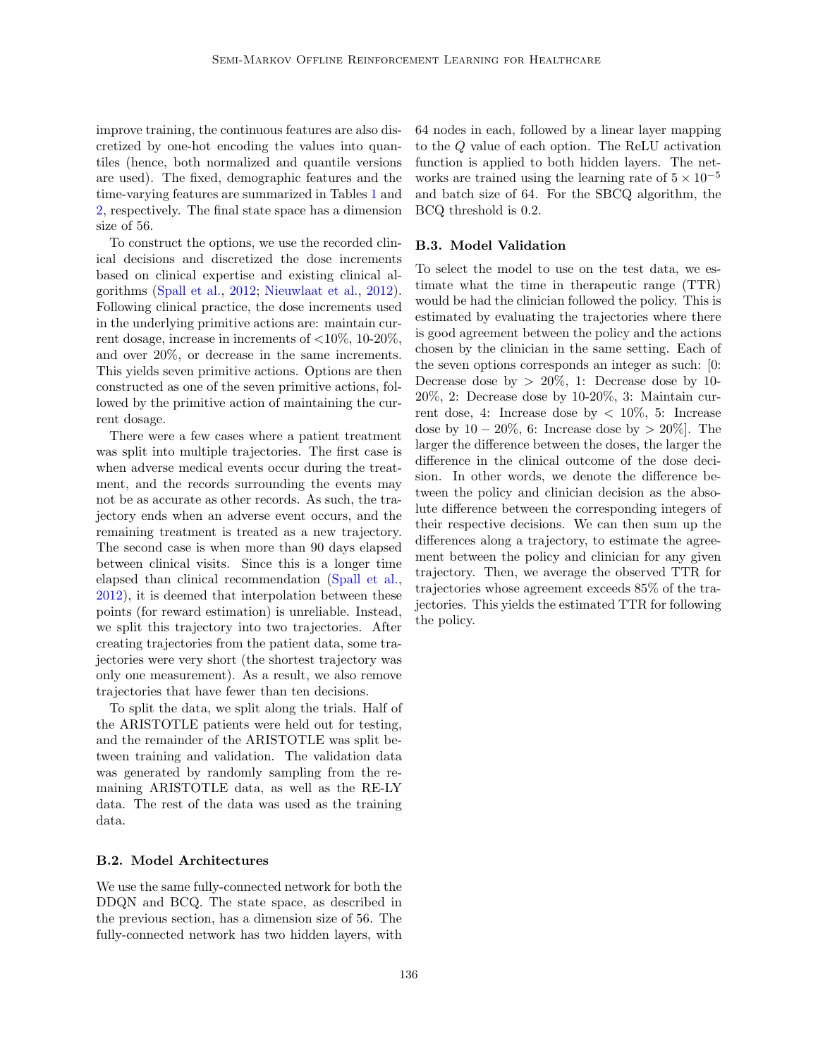improve training, the continuous features are also discretized by one-hot encoding the values into quantiles (hence, both normalized and quantile versions are used). The fixed, demographic features and the time-varying features are summarized in Tables 1 and 2, respectively. The final state space has a dimension size of 56.

To construct the options, we use the recorded clinical decisions and discretized the dose increments based on clinical expertise and existing clinical algorithms (Spall et al., 2012; Nieuwlaat et al., 2012). Following clinical practice, the dose increments used in the underlying primitive actions are: maintain current dosage, increase in increments of <10%, 10-20%, and over 20%, or decrease in the same increments. This yields seven primitive actions. Options are then constructed as one of the seven primitive actions, followed by the primitive action of maintaining the current dosage.

There were a few cases where a patient treatment was split into multiple trajectories. The first case is when adverse medical events occur during the treatment, and the records surrounding the events may not be as accurate as other records. As such, the trajectory ends when an adverse event occurs, and the remaining treatment is treated as a new trajectory. The second case is when more than 90 days elapsed between clinical visits. Since this is a longer time elapsed than clinical recommendation (Spall et al., 2012), it is deemed that interpolation between these points (for reward estimation) is unreliable. Instead, we split this trajectory into two trajectories. After creating trajectories from the patient data, some trajectories were very short (the shortest trajectory was only one measurement). As a result, we also remove trajectories that have fewer than ten decisions.

To split the data, we split along the trials. Half of the ARISTOTLE patients were held out for testing, and the remainder of the ARISTOTLE was split between training and validation. The validation data was generated by randomly sampling from the remaining ARISTOTLE data, as well as the RE-LY data. The rest of the data was used as the training data.

### B.2. Model Architectures

We use the same fully-connected network for both the DDQN and BCQ. The state space, as described in the previous section, has a dimension size of 56. The fully-connected network has two hidden layers, with 64 nodes in each, followed by a linear layer mapping to the $Q$ value of each option. The ReLU activation function is applied to both hidden layers. The networks are trained using the learning rate of $5 \times 10^{-5}$ and batch size of 64. For the SBCQ algorithm, the BCQ threshold is 0.2.

### B.3. Model Validation

To select the model to use on the test data, we estimate what the time in therapeutic range (TTR) would be had the clinician followed the policy. This is estimated by evaluating the trajectories where there is good agreement between the policy and the actions chosen by the clinician in the same setting. Each of the seven options corresponds an integer as such: [0: Decrease dose by $> 20\%$, 1: Decrease dose by 10-20%, 2: Decrease dose by 10-20%, 3: Maintain current dose, 4: Increase dose by $< 10\%$, 5: Increase dose by $10 - 20\%$, 6: Increase dose by $> 20\%$]. The larger the difference between the doses, the larger the difference in the clinical outcome of the dose decision. In other words, we denote the difference between the policy and clinician decision as the absolute difference between the corresponding integers of their respective decisions. We can then sum up the differences along a trajectory, to estimate the agreement between the policy and clinician for any given trajectory. Then, we average the observed TTR for trajectories whose agreement exceeds 85% of the trajectories. This yields the estimated TTR for following the policy.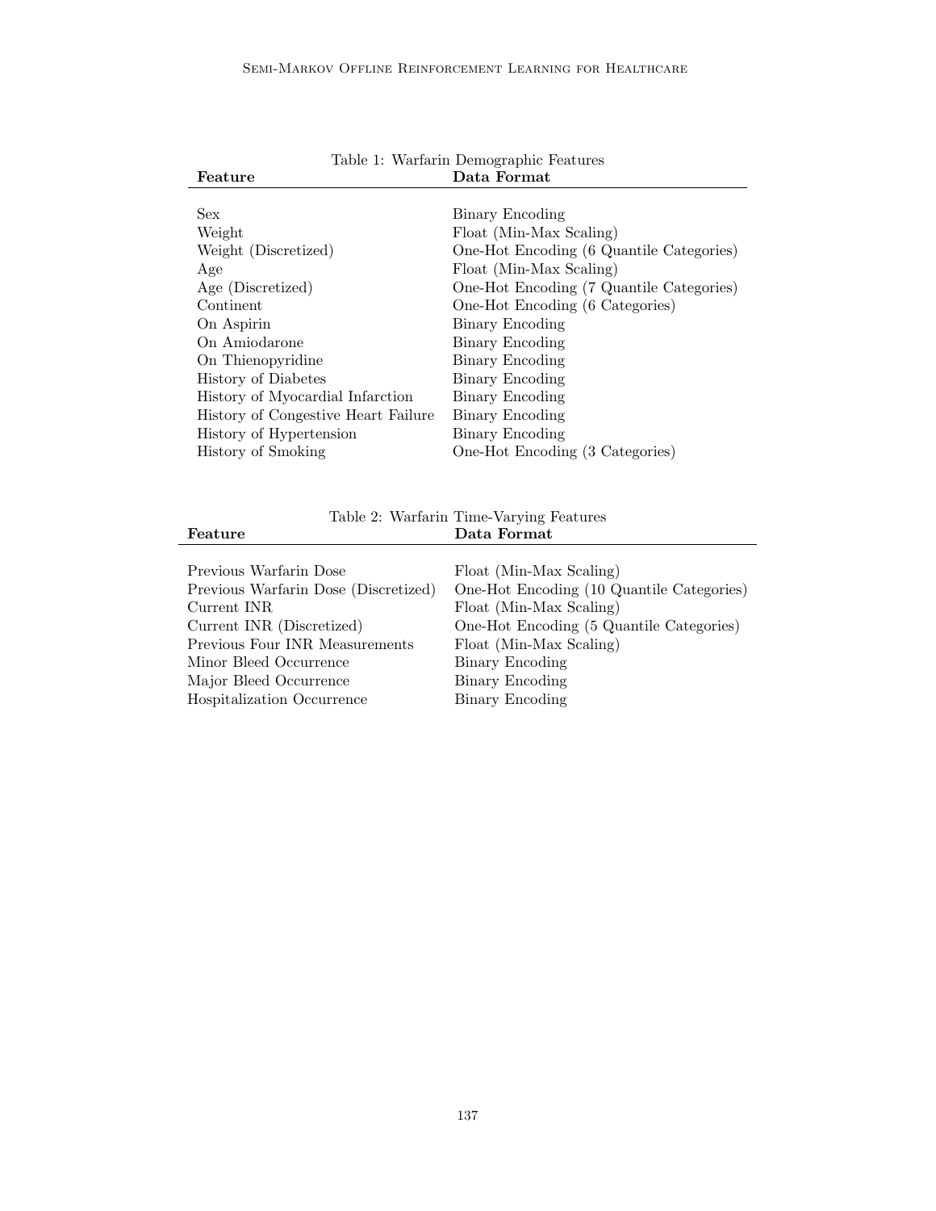Table 1: Warfarin Demographic Features

| Feature | Data Format |
|---|---|
| Sex | Binary Encoding |
| Weight | Float (Min-Max Scaling) |
| Weight (Discretized) | One-Hot Encoding (6 Quantile Categories) |
| Age | Float (Min-Max Scaling) |
| Age (Discretized) | One-Hot Encoding (7 Quantile Categories) |
| Continent | One-Hot Encoding (6 Categories) |
| On Aspirin | Binary Encoding |
| On Amiodarone | Binary Encoding |
| On Thienopyridine | Binary Encoding |
| History of Diabetes | Binary Encoding |
| History of Myocardial Infarction | Binary Encoding |
| History of Congestive Heart Failure | Binary Encoding |
| History of Hypertension | Binary Encoding |
| History of Smoking | One-Hot Encoding (3 Categories) |

Table 2: Warfarin Time-Varying Features

| Feature | Data Format |
|---|---|
| Previous Warfarin Dose | Float (Min-Max Scaling) |
| Previous Warfarin Dose (Discretized) | One-Hot Encoding (10 Quantile Categories) |
| Current INR | Float (Min-Max Scaling) |
| Current INR (Discretized) | One-Hot Encoding (5 Quantile Categories) |
| Previous Four INR Measurements | Float (Min-Max Scaling) |
| Minor Bleed Occurrence | Binary Encoding |
| Major Bleed Occurrence | Binary Encoding |
| Hospitalization Occurrence | Binary Encoding |